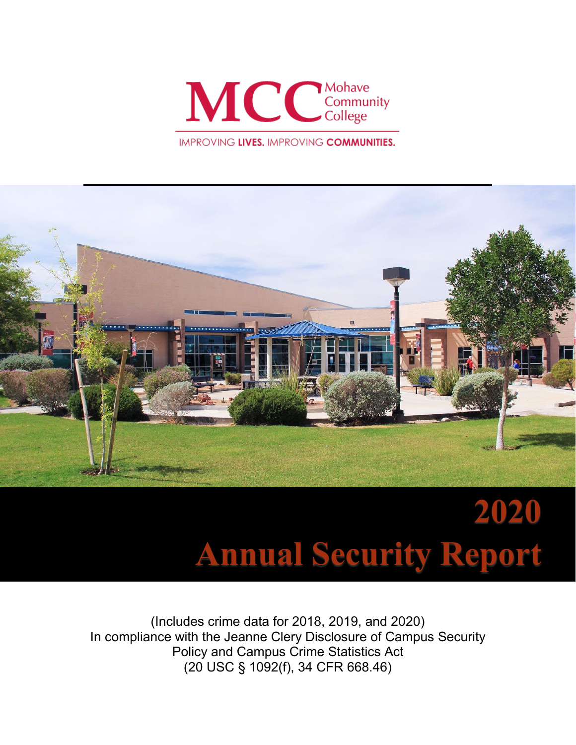MCC Mohave Community College

IMPROVING **LIVES.** IMPROVING **COMMUNITIES.**

# 2020 Annual Security Report

(Includes crime data for 2018, 2019, and 2020)
In compliance with the Jeanne Clery Disclosure of Campus Security Policy and Campus Crime Statistics Act
(20 USC § 1092(f), 34 CFR 668.46)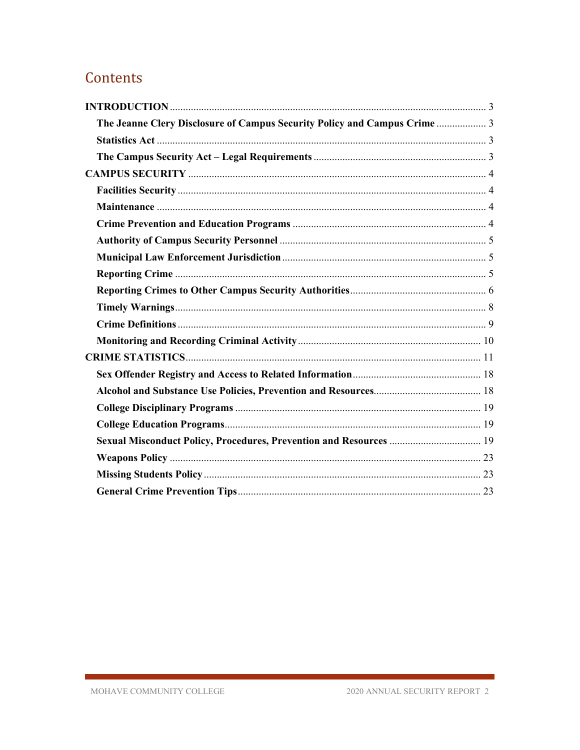# Contents

- **INTRODUCTION** .......... 3
  - **The Jeanne Clery Disclosure of Campus Security Policy and Campus Crime** .......... 3
  - **Statistics Act** .......... 3
  - **The Campus Security Act – Legal Requirements** .......... 3
- **CAMPUS SECURITY** .......... 4
  - **Facilities Security** .......... 4
  - **Maintenance** .......... 4
  - **Crime Prevention and Education Programs** .......... 4
  - **Authority of Campus Security Personnel** .......... 5
  - **Municipal Law Enforcement Jurisdiction** .......... 5
  - **Reporting Crime** .......... 5
  - **Reporting Crimes to Other Campus Security Authorities** .......... 6
  - **Timely Warnings** .......... 8
  - **Crime Definitions** .......... 9
  - **Monitoring and Recording Criminal Activity** .......... 10
- **CRIME STATISTICS** .......... 11
  - **Sex Offender Registry and Access to Related Information** .......... 18
  - **Alcohol and Substance Use Policies, Prevention and Resources** .......... 18
  - **College Disciplinary Programs** .......... 19
  - **College Education Programs** .......... 19
  - **Sexual Misconduct Policy, Procedures, Prevention and Resources** .......... 19
  - **Weapons Policy** .......... 23
  - **Missing Students Policy** .......... 23
  - **General Crime Prevention Tips** .......... 23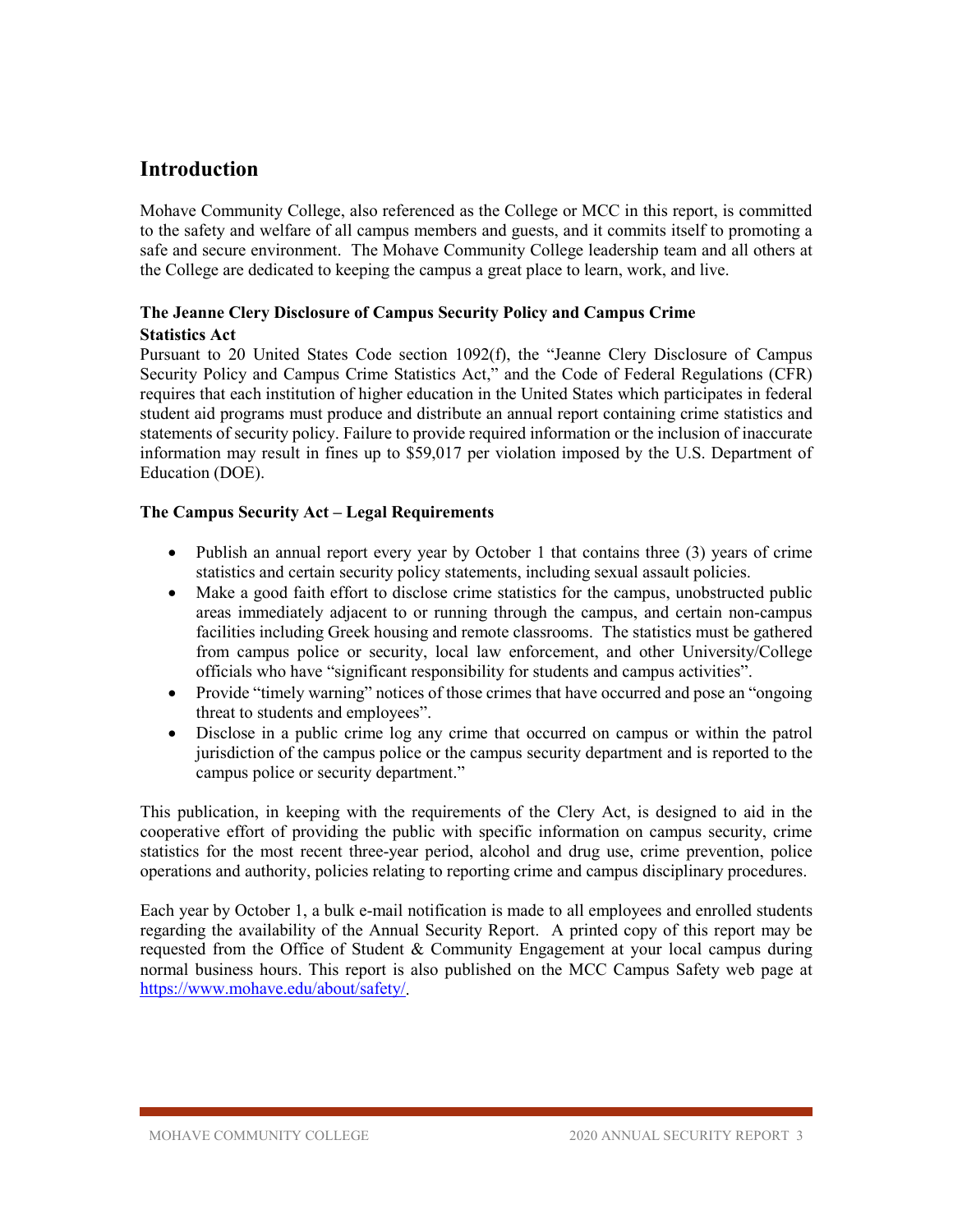## Introduction

Mohave Community College, also referenced as the College or MCC in this report, is committed to the safety and welfare of all campus members and guests, and it commits itself to promoting a safe and secure environment. The Mohave Community College leadership team and all others at the College are dedicated to keeping the campus a great place to learn, work, and live.

### The Jeanne Clery Disclosure of Campus Security Policy and Campus Crime Statistics Act

Pursuant to 20 United States Code section 1092(f), the "Jeanne Clery Disclosure of Campus Security Policy and Campus Crime Statistics Act," and the Code of Federal Regulations (CFR) requires that each institution of higher education in the United States which participates in federal student aid programs must produce and distribute an annual report containing crime statistics and statements of security policy. Failure to provide required information or the inclusion of inaccurate information may result in fines up to $59,017 per violation imposed by the U.S. Department of Education (DOE).

### The Campus Security Act – Legal Requirements

- Publish an annual report every year by October 1 that contains three (3) years of crime statistics and certain security policy statements, including sexual assault policies.
- Make a good faith effort to disclose crime statistics for the campus, unobstructed public areas immediately adjacent to or running through the campus, and certain non-campus facilities including Greek housing and remote classrooms. The statistics must be gathered from campus police or security, local law enforcement, and other University/College officials who have "significant responsibility for students and campus activities".
- Provide "timely warning" notices of those crimes that have occurred and pose an "ongoing threat to students and employees".
- Disclose in a public crime log any crime that occurred on campus or within the patrol jurisdiction of the campus police or the campus security department and is reported to the campus police or security department."

This publication, in keeping with the requirements of the Clery Act, is designed to aid in the cooperative effort of providing the public with specific information on campus security, crime statistics for the most recent three-year period, alcohol and drug use, crime prevention, police operations and authority, policies relating to reporting crime and campus disciplinary procedures.

Each year by October 1, a bulk e-mail notification is made to all employees and enrolled students regarding the availability of the Annual Security Report. A printed copy of this report may be requested from the Office of Student & Community Engagement at your local campus during normal business hours. This report is also published on the MCC Campus Safety web page at https://www.mohave.edu/about/safety/.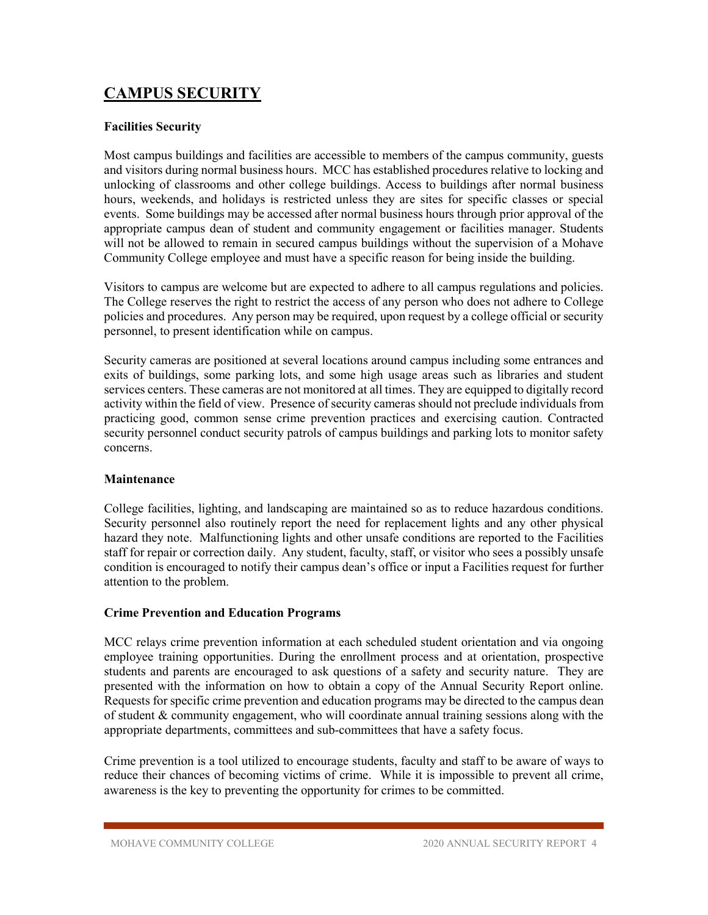# CAMPUS SECURITY

### Facilities Security

Most campus buildings and facilities are accessible to members of the campus community, guests and visitors during normal business hours. MCC has established procedures relative to locking and unlocking of classrooms and other college buildings. Access to buildings after normal business hours, weekends, and holidays is restricted unless they are sites for specific classes or special events. Some buildings may be accessed after normal business hours through prior approval of the appropriate campus dean of student and community engagement or facilities manager. Students will not be allowed to remain in secured campus buildings without the supervision of a Mohave Community College employee and must have a specific reason for being inside the building.

Visitors to campus are welcome but are expected to adhere to all campus regulations and policies. The College reserves the right to restrict the access of any person who does not adhere to College policies and procedures. Any person may be required, upon request by a college official or security personnel, to present identification while on campus.

Security cameras are positioned at several locations around campus including some entrances and exits of buildings, some parking lots, and some high usage areas such as libraries and student services centers. These cameras are not monitored at all times. They are equipped to digitally record activity within the field of view. Presence of security cameras should not preclude individuals from practicing good, common sense crime prevention practices and exercising caution. Contracted security personnel conduct security patrols of campus buildings and parking lots to monitor safety concerns.

### Maintenance

College facilities, lighting, and landscaping are maintained so as to reduce hazardous conditions. Security personnel also routinely report the need for replacement lights and any other physical hazard they note. Malfunctioning lights and other unsafe conditions are reported to the Facilities staff for repair or correction daily. Any student, faculty, staff, or visitor who sees a possibly unsafe condition is encouraged to notify their campus dean's office or input a Facilities request for further attention to the problem.

### Crime Prevention and Education Programs

MCC relays crime prevention information at each scheduled student orientation and via ongoing employee training opportunities. During the enrollment process and at orientation, prospective students and parents are encouraged to ask questions of a safety and security nature. They are presented with the information on how to obtain a copy of the Annual Security Report online. Requests for specific crime prevention and education programs may be directed to the campus dean of student & community engagement, who will coordinate annual training sessions along with the appropriate departments, committees and sub-committees that have a safety focus.

Crime prevention is a tool utilized to encourage students, faculty and staff to be aware of ways to reduce their chances of becoming victims of crime. While it is impossible to prevent all crime, awareness is the key to preventing the opportunity for crimes to be committed.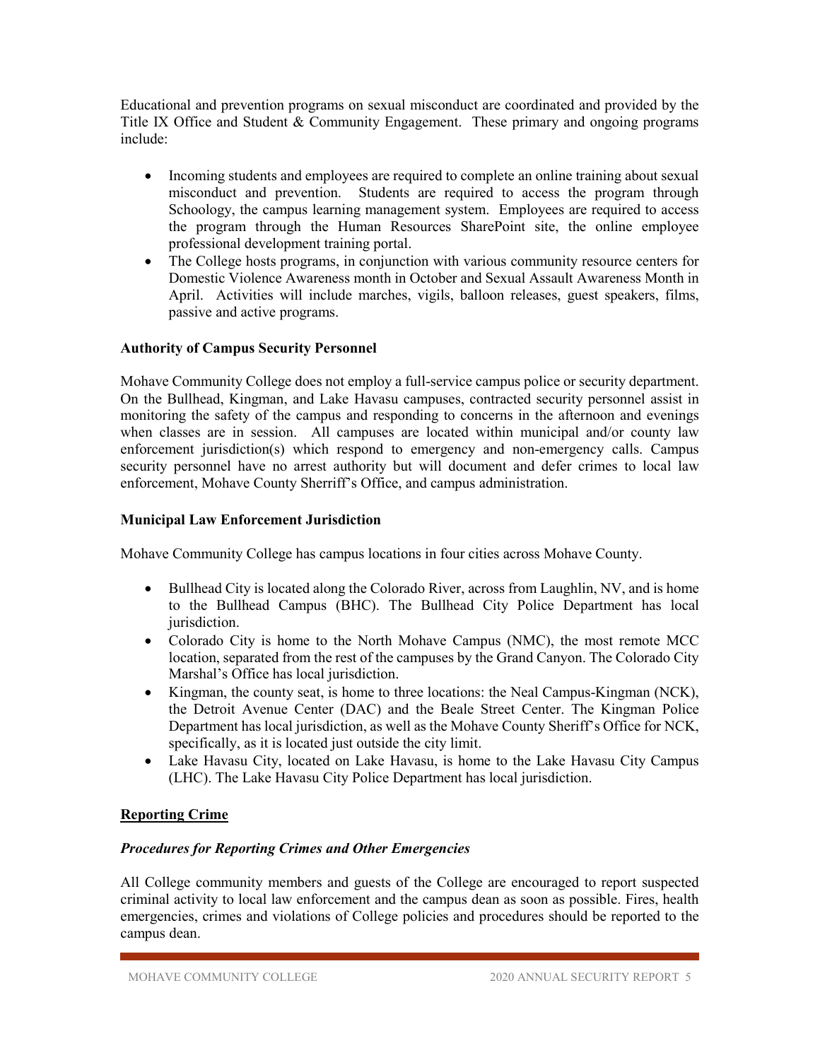Educational and prevention programs on sexual misconduct are coordinated and provided by the Title IX Office and Student & Community Engagement. These primary and ongoing programs include:

- Incoming students and employees are required to complete an online training about sexual misconduct and prevention. Students are required to access the program through Schoology, the campus learning management system. Employees are required to access the program through the Human Resources SharePoint site, the online employee professional development training portal.
- The College hosts programs, in conjunction with various community resource centers for Domestic Violence Awareness month in October and Sexual Assault Awareness Month in April. Activities will include marches, vigils, balloon releases, guest speakers, films, passive and active programs.

### Authority of Campus Security Personnel

Mohave Community College does not employ a full-service campus police or security department. On the Bullhead, Kingman, and Lake Havasu campuses, contracted security personnel assist in monitoring the safety of the campus and responding to concerns in the afternoon and evenings when classes are in session. All campuses are located within municipal and/or county law enforcement jurisdiction(s) which respond to emergency and non-emergency calls. Campus security personnel have no arrest authority but will document and defer crimes to local law enforcement, Mohave County Sherriff's Office, and campus administration.

### Municipal Law Enforcement Jurisdiction

Mohave Community College has campus locations in four cities across Mohave County.

- Bullhead City is located along the Colorado River, across from Laughlin, NV, and is home to the Bullhead Campus (BHC). The Bullhead City Police Department has local jurisdiction.
- Colorado City is home to the North Mohave Campus (NMC), the most remote MCC location, separated from the rest of the campuses by the Grand Canyon. The Colorado City Marshal's Office has local jurisdiction.
- Kingman, the county seat, is home to three locations: the Neal Campus-Kingman (NCK), the Detroit Avenue Center (DAC) and the Beale Street Center. The Kingman Police Department has local jurisdiction, as well as the Mohave County Sheriff's Office for NCK, specifically, as it is located just outside the city limit.
- Lake Havasu City, located on Lake Havasu, is home to the Lake Havasu City Campus (LHC). The Lake Havasu City Police Department has local jurisdiction.

## Reporting Crime

### *Procedures for Reporting Crimes and Other Emergencies*

All College community members and guests of the College are encouraged to report suspected criminal activity to local law enforcement and the campus dean as soon as possible. Fires, health emergencies, crimes and violations of College policies and procedures should be reported to the campus dean.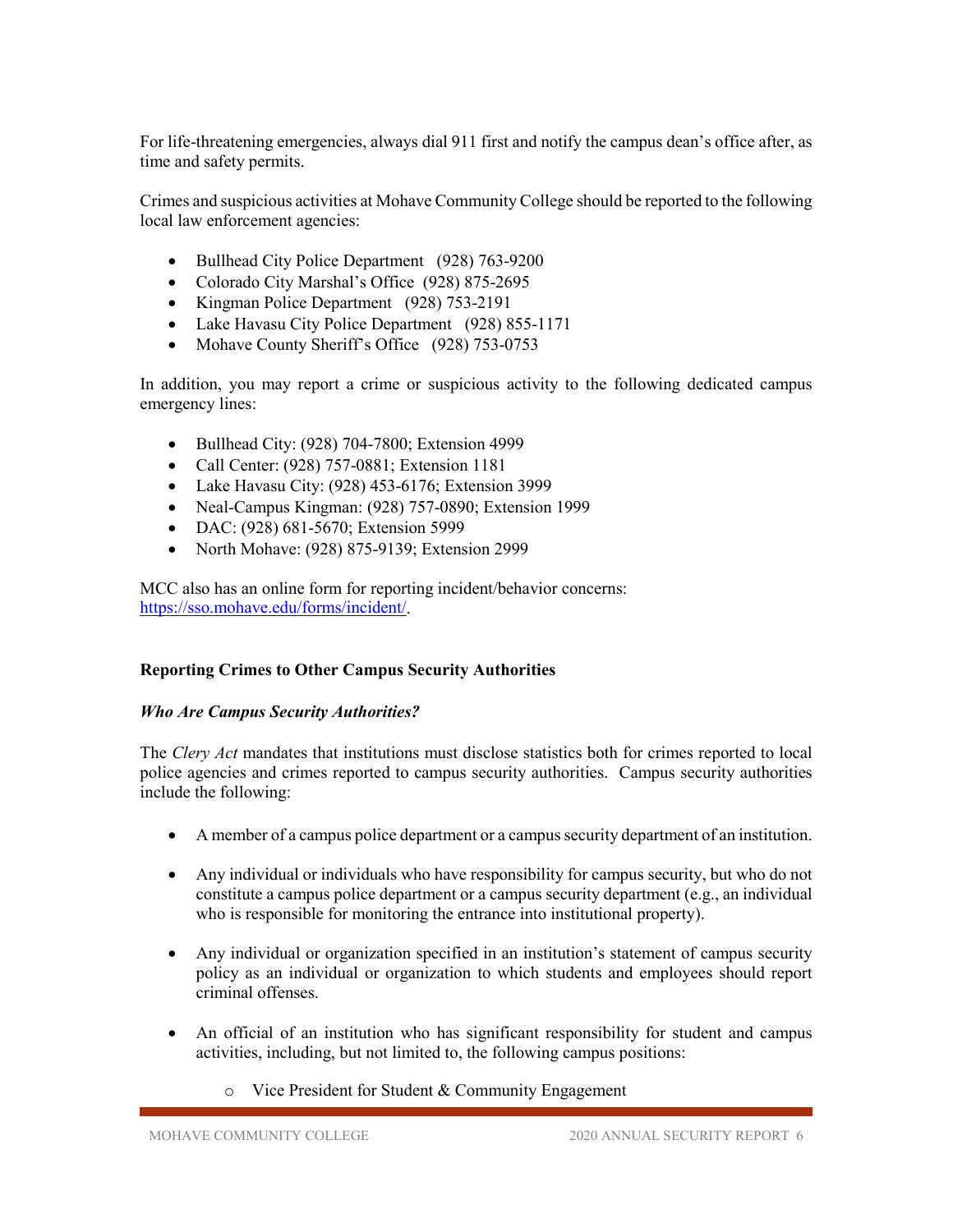For life-threatening emergencies, always dial 911 first and notify the campus dean's office after, as time and safety permits.

Crimes and suspicious activities at Mohave Community College should be reported to the following local law enforcement agencies:

- Bullhead City Police Department (928) 763-9200
- Colorado City Marshal's Office (928) 875-2695
- Kingman Police Department (928) 753-2191
- Lake Havasu City Police Department (928) 855-1171
- Mohave County Sheriff's Office (928) 753-0753

In addition, you may report a crime or suspicious activity to the following dedicated campus emergency lines:

- Bullhead City: (928) 704-7800; Extension 4999
- Call Center: (928) 757-0881; Extension 1181
- Lake Havasu City: (928) 453-6176; Extension 3999
- Neal-Campus Kingman: (928) 757-0890; Extension 1999
- DAC: (928) 681-5670; Extension 5999
- North Mohave: (928) 875-9139; Extension 2999

MCC also has an online form for reporting incident/behavior concerns: [https://sso.mohave.edu/forms/incident/](https://sso.mohave.edu/forms/incident/).

### Reporting Crimes to Other Campus Security Authorities

#### *Who Are Campus Security Authorities?*

The *Clery Act* mandates that institutions must disclose statistics both for crimes reported to local police agencies and crimes reported to campus security authorities. Campus security authorities include the following:

- A member of a campus police department or a campus security department of an institution.

- Any individual or individuals who have responsibility for campus security, but who do not constitute a campus police department or a campus security department (e.g., an individual who is responsible for monitoring the entrance into institutional property).

- Any individual or organization specified in an institution's statement of campus security policy as an individual or organization to which students and employees should report criminal offenses.

- An official of an institution who has significant responsibility for student and campus activities, including, but not limited to, the following campus positions:
    - Vice President for Student & Community Engagement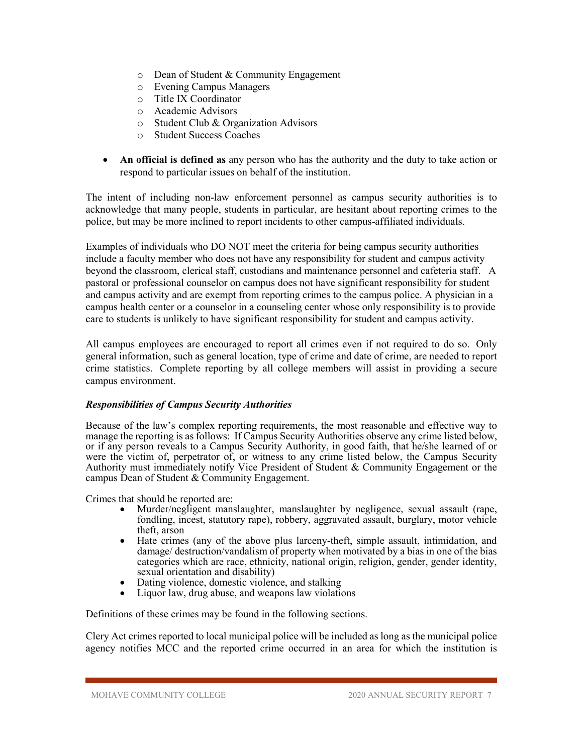- Dean of Student & Community Engagement
    - Evening Campus Managers
    - Title IX Coordinator
    - Academic Advisors
    - Student Club & Organization Advisors
    - Student Success Coaches

- **An official is defined as** any person who has the authority and the duty to take action or respond to particular issues on behalf of the institution.

The intent of including non-law enforcement personnel as campus security authorities is to acknowledge that many people, students in particular, are hesitant about reporting crimes to the police, but may be more inclined to report incidents to other campus-affiliated individuals.

Examples of individuals who DO NOT meet the criteria for being campus security authorities include a faculty member who does not have any responsibility for student and campus activity beyond the classroom, clerical staff, custodians and maintenance personnel and cafeteria staff. A pastoral or professional counselor on campus does not have significant responsibility for student and campus activity and are exempt from reporting crimes to the campus police. A physician in a campus health center or a counselor in a counseling center whose only responsibility is to provide care to students is unlikely to have significant responsibility for student and campus activity.

All campus employees are encouraged to report all crimes even if not required to do so. Only general information, such as general location, type of crime and date of crime, are needed to report crime statistics. Complete reporting by all college members will assist in providing a secure campus environment.

***Responsibilities of Campus Security Authorities***

Because of the law's complex reporting requirements, the most reasonable and effective way to manage the reporting is as follows: If Campus Security Authorities observe any crime listed below, or if any person reveals to a Campus Security Authority, in good faith, that he/she learned of or were the victim of, perpetrator of, or witness to any crime listed below, the Campus Security Authority must immediately notify Vice President of Student & Community Engagement or the campus Dean of Student & Community Engagement.

Crimes that should be reported are:

- Murder/negligent manslaughter, manslaughter by negligence, sexual assault (rape, fondling, incest, statutory rape), robbery, aggravated assault, burglary, motor vehicle theft, arson
- Hate crimes (any of the above plus larceny-theft, simple assault, intimidation, and damage/ destruction/vandalism of property when motivated by a bias in one of the bias categories which are race, ethnicity, national origin, religion, gender, gender identity, sexual orientation and disability)
- Dating violence, domestic violence, and stalking
- Liquor law, drug abuse, and weapons law violations

Definitions of these crimes may be found in the following sections.

Clery Act crimes reported to local municipal police will be included as long as the municipal police agency notifies MCC and the reported crime occurred in an area for which the institution is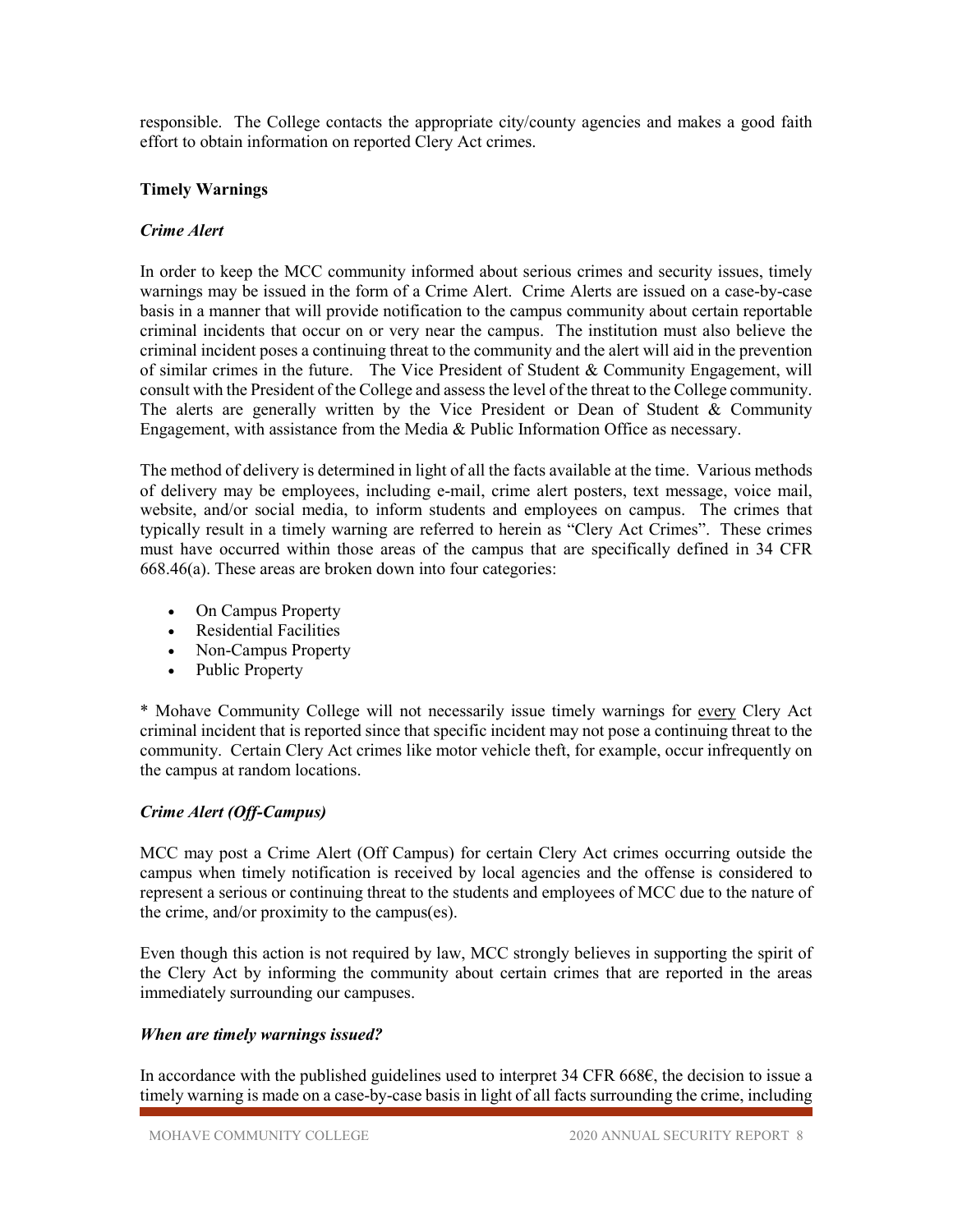responsible. The College contacts the appropriate city/county agencies and makes a good faith effort to obtain information on reported Clery Act crimes.

**Timely Warnings**

***Crime Alert***

In order to keep the MCC community informed about serious crimes and security issues, timely warnings may be issued in the form of a Crime Alert. Crime Alerts are issued on a case-by-case basis in a manner that will provide notification to the campus community about certain reportable criminal incidents that occur on or very near the campus. The institution must also believe the criminal incident poses a continuing threat to the community and the alert will aid in the prevention of similar crimes in the future. The Vice President of Student & Community Engagement, will consult with the President of the College and assess the level of the threat to the College community. The alerts are generally written by the Vice President or Dean of Student & Community Engagement, with assistance from the Media & Public Information Office as necessary.

The method of delivery is determined in light of all the facts available at the time. Various methods of delivery may be employees, including e-mail, crime alert posters, text message, voice mail, website, and/or social media, to inform students and employees on campus. The crimes that typically result in a timely warning are referred to herein as "Clery Act Crimes". These crimes must have occurred within those areas of the campus that are specifically defined in 34 CFR 668.46(a). These areas are broken down into four categories:

- On Campus Property
- Residential Facilities
- Non-Campus Property
- Public Property

* Mohave Community College will not necessarily issue timely warnings for <u>every</u> Clery Act criminal incident that is reported since that specific incident may not pose a continuing threat to the community. Certain Clery Act crimes like motor vehicle theft, for example, occur infrequently on the campus at random locations.

***Crime Alert (Off-Campus)***

MCC may post a Crime Alert (Off Campus) for certain Clery Act crimes occurring outside the campus when timely notification is received by local agencies and the offense is considered to represent a serious or continuing threat to the students and employees of MCC due to the nature of the crime, and/or proximity to the campus(es).

Even though this action is not required by law, MCC strongly believes in supporting the spirit of the Clery Act by informing the community about certain crimes that are reported in the areas immediately surrounding our campuses.

***When are timely warnings issued?***

In accordance with the published guidelines used to interpret 34 CFR 668€, the decision to issue a timely warning is made on a case-by-case basis in light of all facts surrounding the crime, including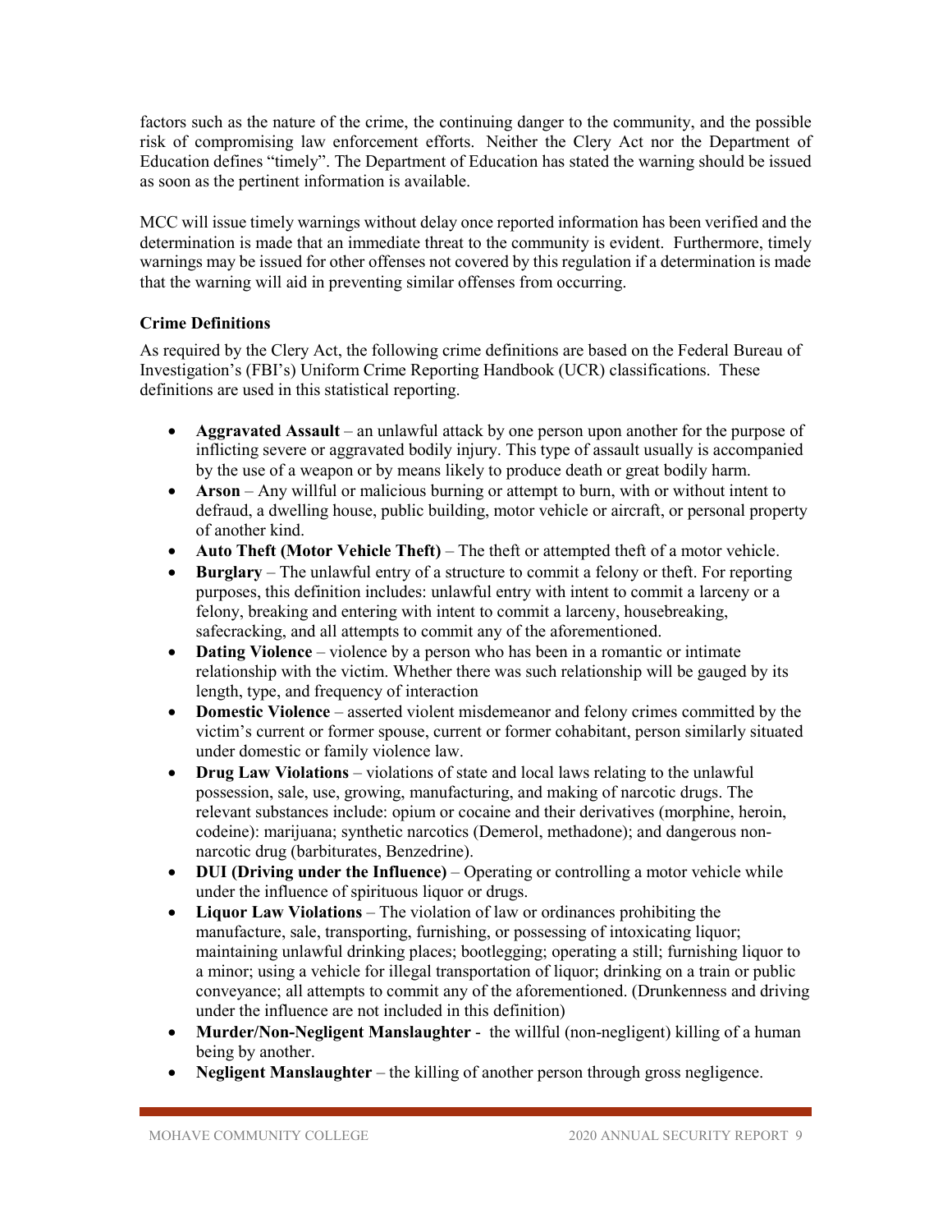factors such as the nature of the crime, the continuing danger to the community, and the possible risk of compromising law enforcement efforts. Neither the Clery Act nor the Department of Education defines "timely". The Department of Education has stated the warning should be issued as soon as the pertinent information is available.

MCC will issue timely warnings without delay once reported information has been verified and the determination is made that an immediate threat to the community is evident. Furthermore, timely warnings may be issued for other offenses not covered by this regulation if a determination is made that the warning will aid in preventing similar offenses from occurring.

### Crime Definitions

As required by the Clery Act, the following crime definitions are based on the Federal Bureau of Investigation's (FBI's) Uniform Crime Reporting Handbook (UCR) classifications. These definitions are used in this statistical reporting.

- **Aggravated Assault** – an unlawful attack by one person upon another for the purpose of inflicting severe or aggravated bodily injury. This type of assault usually is accompanied by the use of a weapon or by means likely to produce death or great bodily harm.
- **Arson** – Any willful or malicious burning or attempt to burn, with or without intent to defraud, a dwelling house, public building, motor vehicle or aircraft, or personal property of another kind.
- **Auto Theft (Motor Vehicle Theft)** – The theft or attempted theft of a motor vehicle.
- **Burglary** – The unlawful entry of a structure to commit a felony or theft. For reporting purposes, this definition includes: unlawful entry with intent to commit a larceny or a felony, breaking and entering with intent to commit a larceny, housebreaking, safecracking, and all attempts to commit any of the aforementioned.
- **Dating Violence** – violence by a person who has been in a romantic or intimate relationship with the victim. Whether there was such relationship will be gauged by its length, type, and frequency of interaction
- **Domestic Violence** – asserted violent misdemeanor and felony crimes committed by the victim's current or former spouse, current or former cohabitant, person similarly situated under domestic or family violence law.
- **Drug Law Violations** – violations of state and local laws relating to the unlawful possession, sale, use, growing, manufacturing, and making of narcotic drugs. The relevant substances include: opium or cocaine and their derivatives (morphine, heroin, codeine): marijuana; synthetic narcotics (Demerol, methadone); and dangerous non-narcotic drug (barbiturates, Benzedrine).
- **DUI (Driving under the Influence)** – Operating or controlling a motor vehicle while under the influence of spirituous liquor or drugs.
- **Liquor Law Violations** – The violation of law or ordinances prohibiting the manufacture, sale, transporting, furnishing, or possessing of intoxicating liquor; maintaining unlawful drinking places; bootlegging; operating a still; furnishing liquor to a minor; using a vehicle for illegal transportation of liquor; drinking on a train or public conveyance; all attempts to commit any of the aforementioned. (Drunkenness and driving under the influence are not included in this definition)
- **Murder/Non-Negligent Manslaughter** - the willful (non-negligent) killing of a human being by another.
- **Negligent Manslaughter** – the killing of another person through gross negligence.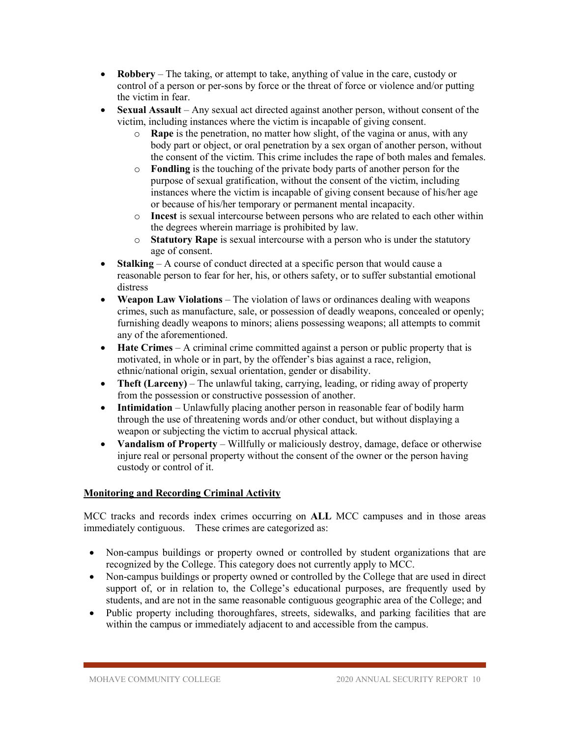- **Robbery** – The taking, or attempt to take, anything of value in the care, custody or control of a person or per-sons by force or the threat of force or violence and/or putting the victim in fear.
- **Sexual Assault** – Any sexual act directed against another person, without consent of the victim, including instances where the victim is incapable of giving consent.
  - **Rape** is the penetration, no matter how slight, of the vagina or anus, with any body part or object, or oral penetration by a sex organ of another person, without the consent of the victim. This crime includes the rape of both males and females.
  - **Fondling** is the touching of the private body parts of another person for the purpose of sexual gratification, without the consent of the victim, including instances where the victim is incapable of giving consent because of his/her age or because of his/her temporary or permanent mental incapacity.
  - **Incest** is sexual intercourse between persons who are related to each other within the degrees wherein marriage is prohibited by law.
  - **Statutory Rape** is sexual intercourse with a person who is under the statutory age of consent.
- **Stalking** – A course of conduct directed at a specific person that would cause a reasonable person to fear for her, his, or others safety, or to suffer substantial emotional distress
- **Weapon Law Violations** – The violation of laws or ordinances dealing with weapons crimes, such as manufacture, sale, or possession of deadly weapons, concealed or openly; furnishing deadly weapons to minors; aliens possessing weapons; all attempts to commit any of the aforementioned.
- **Hate Crimes** – A criminal crime committed against a person or public property that is motivated, in whole or in part, by the offender's bias against a race, religion, ethnic/national origin, sexual orientation, gender or disability.
- **Theft (Larceny)** – The unlawful taking, carrying, leading, or riding away of property from the possession or constructive possession of another.
- **Intimidation** – Unlawfully placing another person in reasonable fear of bodily harm through the use of threatening words and/or other conduct, but without displaying a weapon or subjecting the victim to accrual physical attack.
- **Vandalism of Property** – Willfully or maliciously destroy, damage, deface or otherwise injure real or personal property without the consent of the owner or the person having custody or control of it.

## Monitoring and Recording Criminal Activity

MCC tracks and records index crimes occurring on **ALL** MCC campuses and in those areas immediately contiguous. These crimes are categorized as:

- Non-campus buildings or property owned or controlled by student organizations that are recognized by the College. This category does not currently apply to MCC.
- Non-campus buildings or property owned or controlled by the College that are used in direct support of, or in relation to, the College's educational purposes, are frequently used by students, and are not in the same reasonable contiguous geographic area of the College; and
- Public property including thoroughfares, streets, sidewalks, and parking facilities that are within the campus or immediately adjacent to and accessible from the campus.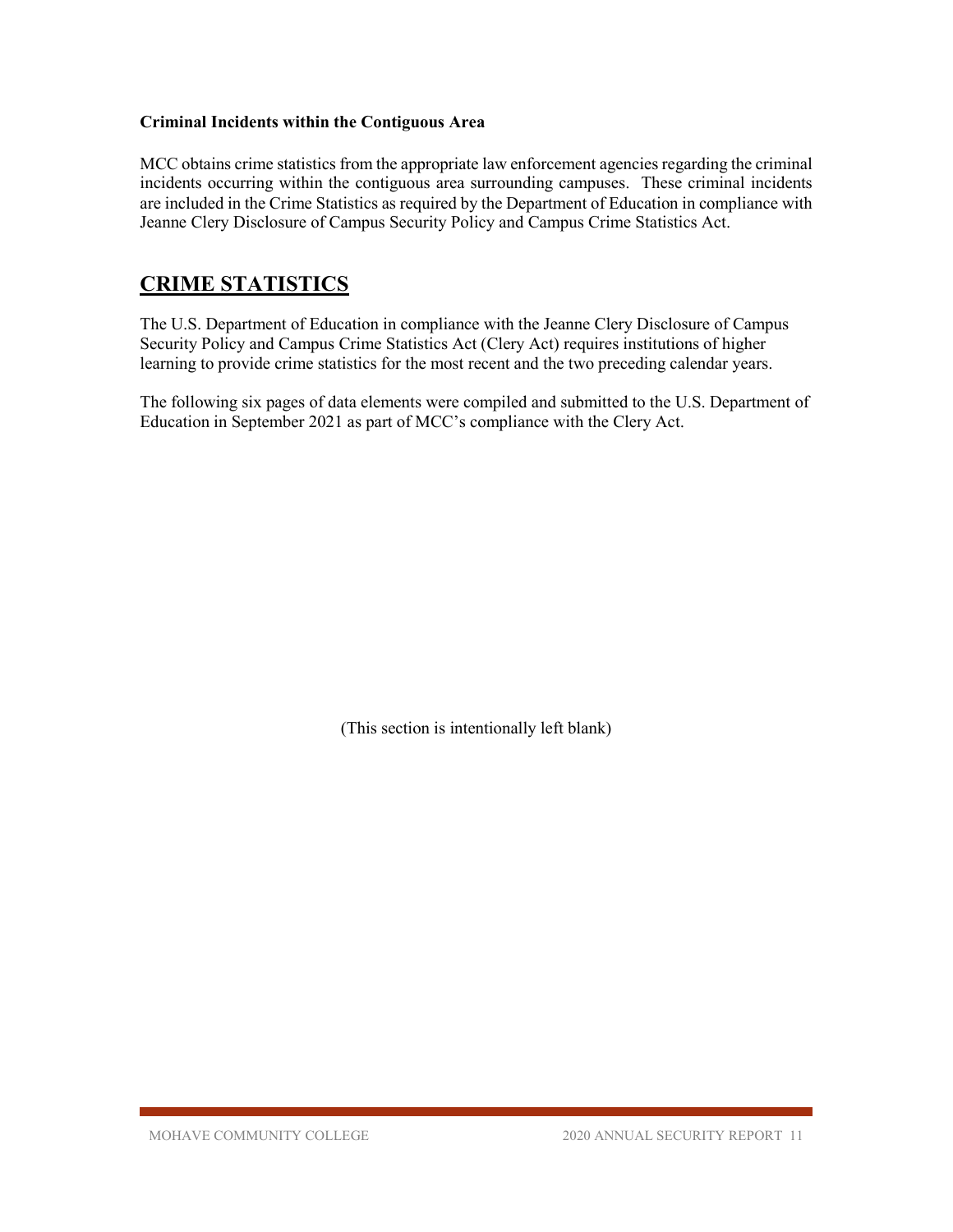**Criminal Incidents within the Contiguous Area**

MCC obtains crime statistics from the appropriate law enforcement agencies regarding the criminal incidents occurring within the contiguous area surrounding campuses. These criminal incidents are included in the Crime Statistics as required by the Department of Education in compliance with Jeanne Clery Disclosure of Campus Security Policy and Campus Crime Statistics Act.

## CRIME STATISTICS

The U.S. Department of Education in compliance with the Jeanne Clery Disclosure of Campus Security Policy and Campus Crime Statistics Act (Clery Act) requires institutions of higher learning to provide crime statistics for the most recent and the two preceding calendar years.

The following six pages of data elements were compiled and submitted to the U.S. Department of Education in September 2021 as part of MCC's compliance with the Clery Act.

(This section is intentionally left blank)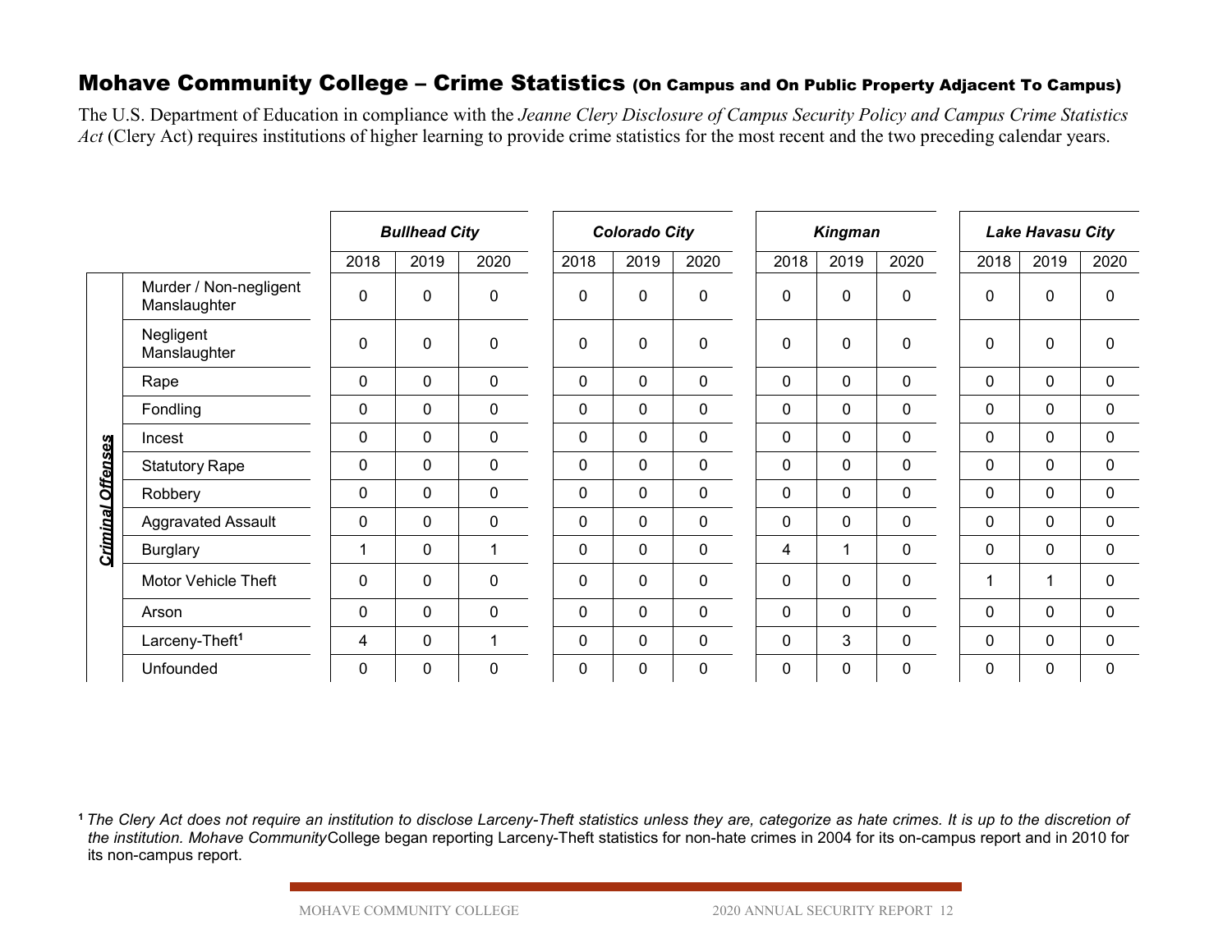## Mohave Community College – Crime Statistics (On Campus and On Public Property Adjacent To Campus)

The U.S. Department of Education in compliance with the *Jeanne Clery Disclosure of Campus Security Policy and Campus Crime Statistics Act* (Clery Act) requires institutions of higher learning to provide crime statistics for the most recent and the two preceding calendar years.

| | | ***Bullhead City*** | | | ***Colorado City*** | | | ***Kingman*** | | | ***Lake Havasu City*** | | |
|---|---|---|---|---|---|---|---|---|---|---|---|---|---|
| | | 2018 | 2019 | 2020 | 2018 | 2019 | 2020 | 2018 | 2019 | 2020 | 2018 | 2019 | 2020 |
| ***Criminal Offenses*** | Murder / Non-negligent Manslaughter | 0 | 0 | 0 | 0 | 0 | 0 | 0 | 0 | 0 | 0 | 0 | 0 |
| | Negligent Manslaughter | 0 | 0 | 0 | 0 | 0 | 0 | 0 | 0 | 0 | 0 | 0 | 0 |
| | Rape | 0 | 0 | 0 | 0 | 0 | 0 | 0 | 0 | 0 | 0 | 0 | 0 |
| | Fondling | 0 | 0 | 0 | 0 | 0 | 0 | 0 | 0 | 0 | 0 | 0 | 0 |
| | Incest | 0 | 0 | 0 | 0 | 0 | 0 | 0 | 0 | 0 | 0 | 0 | 0 |
| | Statutory Rape | 0 | 0 | 0 | 0 | 0 | 0 | 0 | 0 | 0 | 0 | 0 | 0 |
| | Robbery | 0 | 0 | 0 | 0 | 0 | 0 | 0 | 0 | 0 | 0 | 0 | 0 |
| | Aggravated Assault | 0 | 0 | 0 | 0 | 0 | 0 | 0 | 0 | 0 | 0 | 0 | 0 |
| | Burglary | 1 | 0 | 1 | 0 | 0 | 0 | 4 | 1 | 0 | 0 | 0 | 0 |
| | Motor Vehicle Theft | 0 | 0 | 0 | 0 | 0 | 0 | 0 | 0 | 0 | 1 | 1 | 0 |
| | Arson | 0 | 0 | 0 | 0 | 0 | 0 | 0 | 0 | 0 | 0 | 0 | 0 |
| | Larceny-Theft[1] | 4 | 0 | 1 | 0 | 0 | 0 | 0 | 3 | 0 | 0 | 0 | 0 |
| | Unfounded | 0 | 0 | 0 | 0 | 0 | 0 | 0 | 0 | 0 | 0 | 0 | 0 |

[1] *The Clery Act does not require an institution to disclose Larceny-Theft statistics unless they are, categorize as hate crimes. It is up to the discretion of the institution. Mohave Community* College began reporting Larceny-Theft statistics for non-hate crimes in 2004 for its on-campus report and in 2010 for its non-campus report.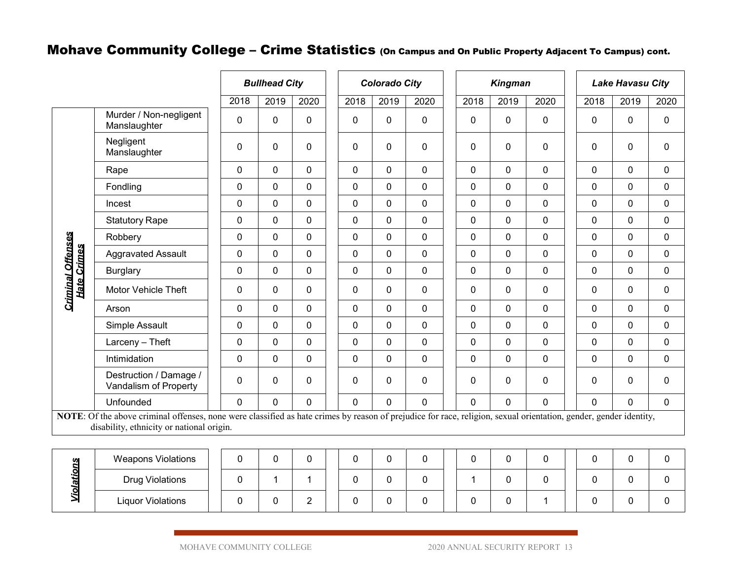## Mohave Community College – Crime Statistics (On Campus and On Public Property Adjacent To Campus) cont.

| | | Bullhead City | | | Colorado City | | | Kingman | | | Lake Havasu City | | |
|---|---|---|---|---|---|---|---|---|---|---|---|---|---|
| | | 2018 | 2019 | 2020 | 2018 | 2019 | 2020 | 2018 | 2019 | 2020 | 2018 | 2019 | 2020 |
| Criminal Offenses Hate Crimes | Murder / Non-negligent Manslaughter | 0 | 0 | 0 | 0 | 0 | 0 | 0 | 0 | 0 | 0 | 0 | 0 |
| | Negligent Manslaughter | 0 | 0 | 0 | 0 | 0 | 0 | 0 | 0 | 0 | 0 | 0 | 0 |
| | Rape | 0 | 0 | 0 | 0 | 0 | 0 | 0 | 0 | 0 | 0 | 0 | 0 |
| | Fondling | 0 | 0 | 0 | 0 | 0 | 0 | 0 | 0 | 0 | 0 | 0 | 0 |
| | Incest | 0 | 0 | 0 | 0 | 0 | 0 | 0 | 0 | 0 | 0 | 0 | 0 |
| | Statutory Rape | 0 | 0 | 0 | 0 | 0 | 0 | 0 | 0 | 0 | 0 | 0 | 0 |
| | Robbery | 0 | 0 | 0 | 0 | 0 | 0 | 0 | 0 | 0 | 0 | 0 | 0 |
| | Aggravated Assault | 0 | 0 | 0 | 0 | 0 | 0 | 0 | 0 | 0 | 0 | 0 | 0 |
| | Burglary | 0 | 0 | 0 | 0 | 0 | 0 | 0 | 0 | 0 | 0 | 0 | 0 |
| | Motor Vehicle Theft | 0 | 0 | 0 | 0 | 0 | 0 | 0 | 0 | 0 | 0 | 0 | 0 |
| | Arson | 0 | 0 | 0 | 0 | 0 | 0 | 0 | 0 | 0 | 0 | 0 | 0 |
| | Simple Assault | 0 | 0 | 0 | 0 | 0 | 0 | 0 | 0 | 0 | 0 | 0 | 0 |
| | Larceny – Theft | 0 | 0 | 0 | 0 | 0 | 0 | 0 | 0 | 0 | 0 | 0 | 0 |
| | Intimidation | 0 | 0 | 0 | 0 | 0 | 0 | 0 | 0 | 0 | 0 | 0 | 0 |
| | Destruction / Damage / Vandalism of Property | 0 | 0 | 0 | 0 | 0 | 0 | 0 | 0 | 0 | 0 | 0 | 0 |
| | Unfounded | 0 | 0 | 0 | 0 | 0 | 0 | 0 | 0 | 0 | 0 | 0 | 0 |

**NOTE**: Of the above criminal offenses, none were classified as hate crimes by reason of prejudice for race, religion, sexual orientation, gender, gender identity, disability, ethnicity or national origin.

| | | Bullhead City | | | Colorado City | | | Kingman | | | Lake Havasu City | | |
|---|---|---|---|---|---|---|---|---|---|---|---|---|---|
| | | 2018 | 2019 | 2020 | 2018 | 2019 | 2020 | 2018 | 2019 | 2020 | 2018 | 2019 | 2020 |
| Violations | Weapons Violations | 0 | 0 | 0 | 0 | 0 | 0 | 0 | 0 | 0 | 0 | 0 | 0 |
| | Drug Violations | 0 | 1 | 1 | 0 | 0 | 0 | 1 | 0 | 0 | 0 | 0 | 0 |
| | Liquor Violations | 0 | 0 | 2 | 0 | 0 | 0 | 0 | 0 | 1 | 0 | 0 | 0 |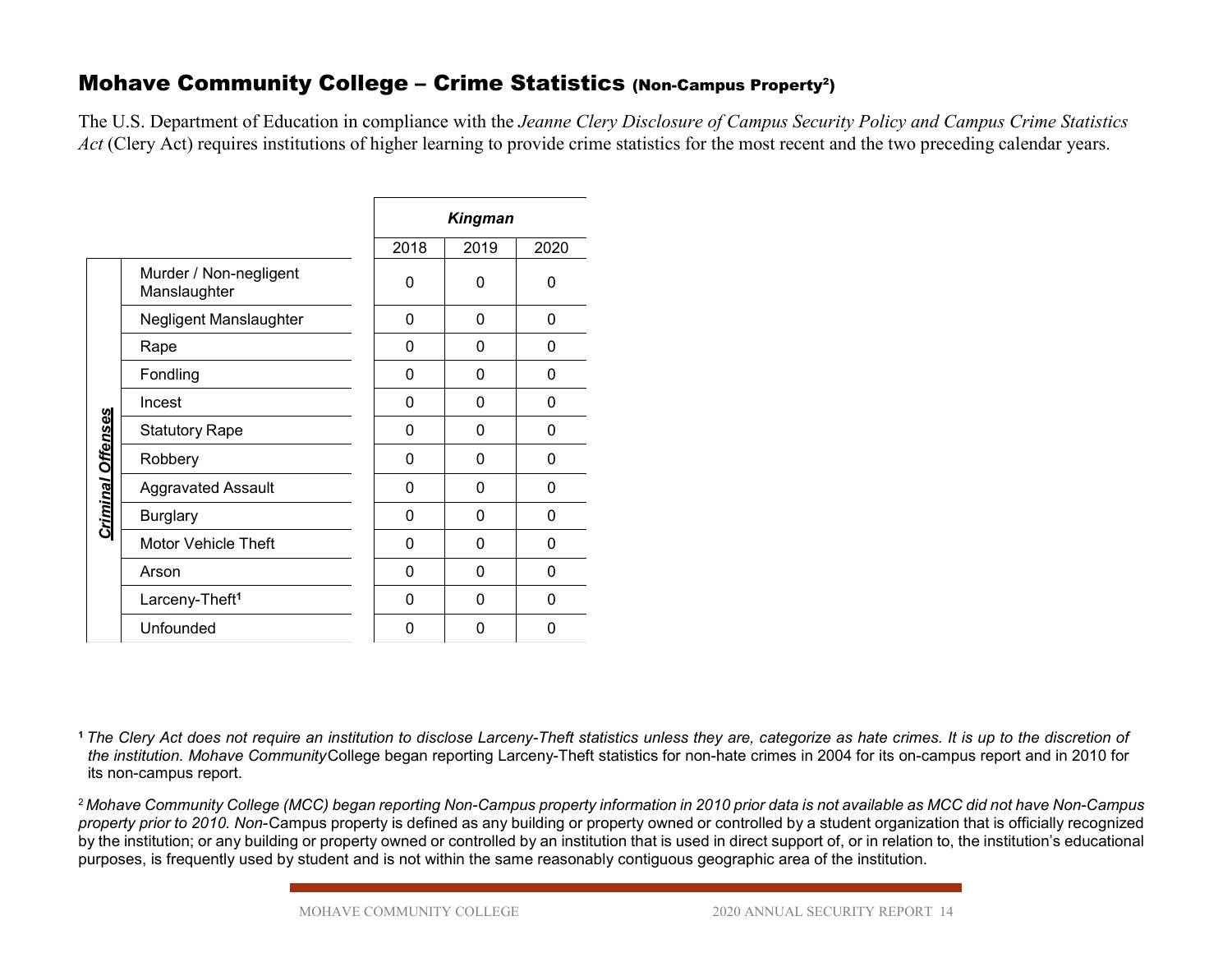## Mohave Community College – Crime Statistics (Non-Campus Property[2])

The U.S. Department of Education in compliance with the *Jeanne Clery Disclosure of Campus Security Policy and Campus Crime Statistics Act* (Clery Act) requires institutions of higher learning to provide crime statistics for the most recent and the two preceding calendar years.

| | | ***Kingman*** | | |
|---|---|---|---|---|
| | | 2018 | 2019 | 2020 |
| ***Criminal Offenses*** | Murder / Non-negligent Manslaughter | 0 | 0 | 0 |
| | Negligent Manslaughter | 0 | 0 | 0 |
| | Rape | 0 | 0 | 0 |
| | Fondling | 0 | 0 | 0 |
| | Incest | 0 | 0 | 0 |
| | Statutory Rape | 0 | 0 | 0 |
| | Robbery | 0 | 0 | 0 |
| | Aggravated Assault | 0 | 0 | 0 |
| | Burglary | 0 | 0 | 0 |
| | Motor Vehicle Theft | 0 | 0 | 0 |
| | Arson | 0 | 0 | 0 |
| | Larceny-Theft[1] | 0 | 0 | 0 |
| | Unfounded | 0 | 0 | 0 |

[1] *The Clery Act does not require an institution to disclose Larceny-Theft statistics unless they are, categorize as hate crimes. It is up to the discretion of the institution. Mohave Community* College began reporting Larceny-Theft statistics for non-hate crimes in 2004 for its on-campus report and in 2010 for its non-campus report.

[2] *Mohave Community College (MCC) began reporting Non-Campus property information in 2010 prior data is not available as MCC did not have Non-Campus property prior to 2010. Non-*Campus property is defined as any building or property owned or controlled by a student organization that is officially recognized by the institution; or any building or property owned or controlled by an institution that is used in direct support of, or in relation to, the institution's educational purposes, is frequently used by student and is not within the same reasonably contiguous geographic area of the institution.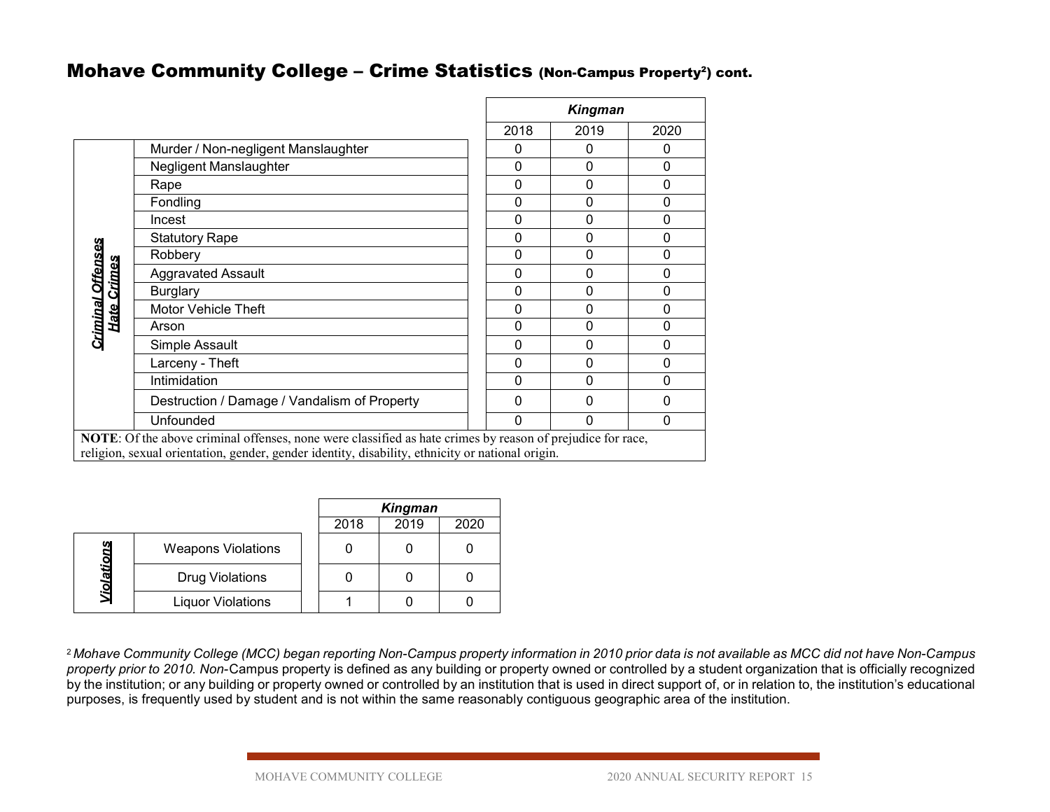## Mohave Community College – Crime Statistics (Non-Campus Property[2]) cont.

| | | Kingman | | |
|---|---|---|---|---|
| | | 2018 | 2019 | 2020 |
| Criminal Offenses / Hate Crimes | Murder / Non-negligent Manslaughter | 0 | 0 | 0 |
| | Negligent Manslaughter | 0 | 0 | 0 |
| | Rape | 0 | 0 | 0 |
| | Fondling | 0 | 0 | 0 |
| | Incest | 0 | 0 | 0 |
| | Statutory Rape | 0 | 0 | 0 |
| | Robbery | 0 | 0 | 0 |
| | Aggravated Assault | 0 | 0 | 0 |
| | Burglary | 0 | 0 | 0 |
| | Motor Vehicle Theft | 0 | 0 | 0 |
| | Arson | 0 | 0 | 0 |
| | Simple Assault | 0 | 0 | 0 |
| | Larceny - Theft | 0 | 0 | 0 |
| | Intimidation | 0 | 0 | 0 |
| | Destruction / Damage / Vandalism of Property | 0 | 0 | 0 |
| | Unfounded | 0 | 0 | 0 |

**NOTE**: Of the above criminal offenses, none were classified as hate crimes by reason of prejudice for race, religion, sexual orientation, gender, gender identity, disability, ethnicity or national origin.

| | | Kingman | | |
|---|---|---|---|---|
| | | 2018 | 2019 | 2020 |
| Violations | Weapons Violations | 0 | 0 | 0 |
| | Drug Violations | 0 | 0 | 0 |
| | Liquor Violations | 1 | 0 | 0 |

[2] *Mohave Community College (MCC) began reporting Non-Campus property information in 2010 prior data is not available as MCC did not have Non-Campus property prior to 2010. Non-*Campus property is defined as any building or property owned or controlled by a student organization that is officially recognized by the institution; or any building or property owned or controlled by an institution that is used in direct support of, or in relation to, the institution's educational purposes, is frequently used by student and is not within the same reasonably contiguous geographic area of the institution.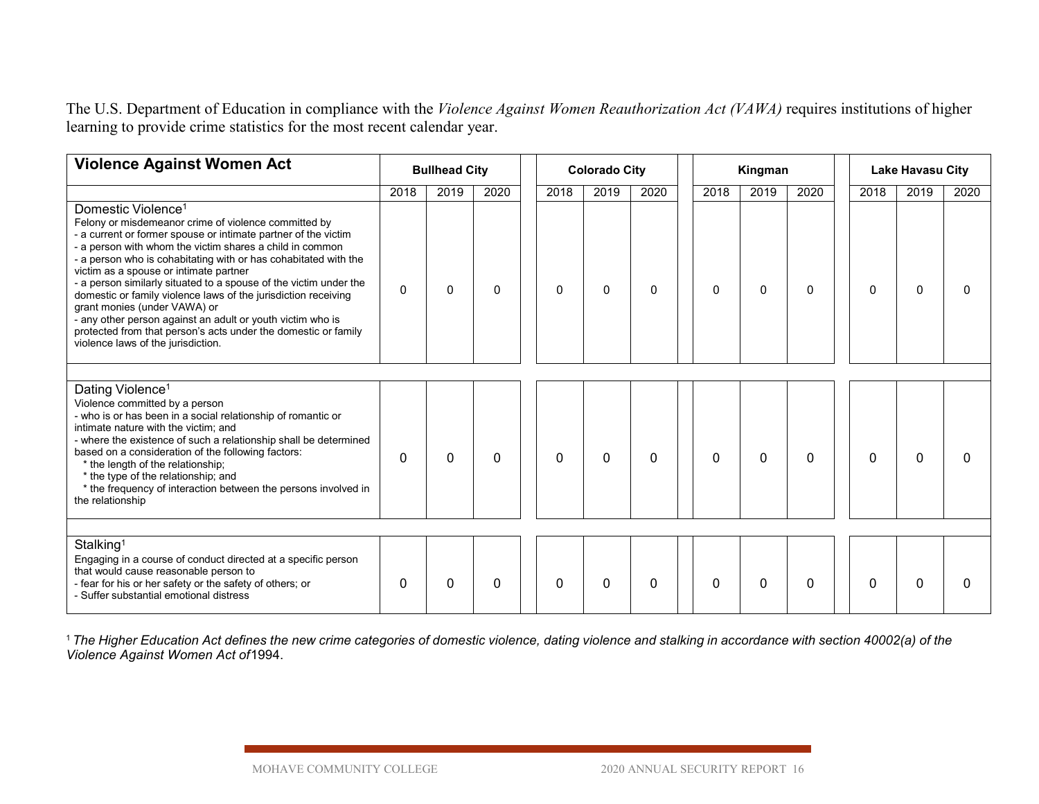The U.S. Department of Education in compliance with the *Violence Against Women Reauthorization Act (VAWA)* requires institutions of higher learning to provide crime statistics for the most recent calendar year.

| **Violence Against Women Act** | **Bullhead City** | | | **Colorado City** | | | **Kingman** | | | **Lake Havasu City** | | |
|---|---|---|---|---|---|---|---|---|---|---|---|---|
| | 2018 | 2019 | 2020 | 2018 | 2019 | 2020 | 2018 | 2019 | 2020 | 2018 | 2019 | 2020 |
| Domestic Violence[1]<br>Felony or misdemeanor crime of violence committed by<br>- a current or former spouse or intimate partner of the victim<br>- a person with whom the victim shares a child in common<br>- a person who is cohabitating with or has cohabitated with the victim as a spouse or intimate partner<br>- a person similarly situated to a spouse of the victim under the domestic or family violence laws of the jurisdiction receiving grant monies (under VAWA) or<br>- any other person against an adult or youth victim who is protected from that person's acts under the domestic or family violence laws of the jurisdiction. | 0 | 0 | 0 | 0 | 0 | 0 | 0 | 0 | 0 | 0 | 0 | 0 |
| Dating Violence[1]<br>Violence committed by a person<br>- who is or has been in a social relationship of romantic or intimate nature with the victim; and<br>- where the existence of such a relationship shall be determined based on a consideration of the following factors:<br>* the length of the relationship;<br>* the type of the relationship; and<br>* the frequency of interaction between the persons involved in the relationship | 0 | 0 | 0 | 0 | 0 | 0 | 0 | 0 | 0 | 0 | 0 | 0 |
| Stalking[1]<br>Engaging in a course of conduct directed at a specific person that would cause reasonable person to<br>- fear for his or her safety or the safety of others; or<br>- Suffer substantial emotional distress | 0 | 0 | 0 | 0 | 0 | 0 | 0 | 0 | 0 | 0 | 0 | 0 |

[1] *The Higher Education Act defines the new crime categories of domestic violence, dating violence and stalking in accordance with section 40002(a) of the Violence Against Women Act of*1994.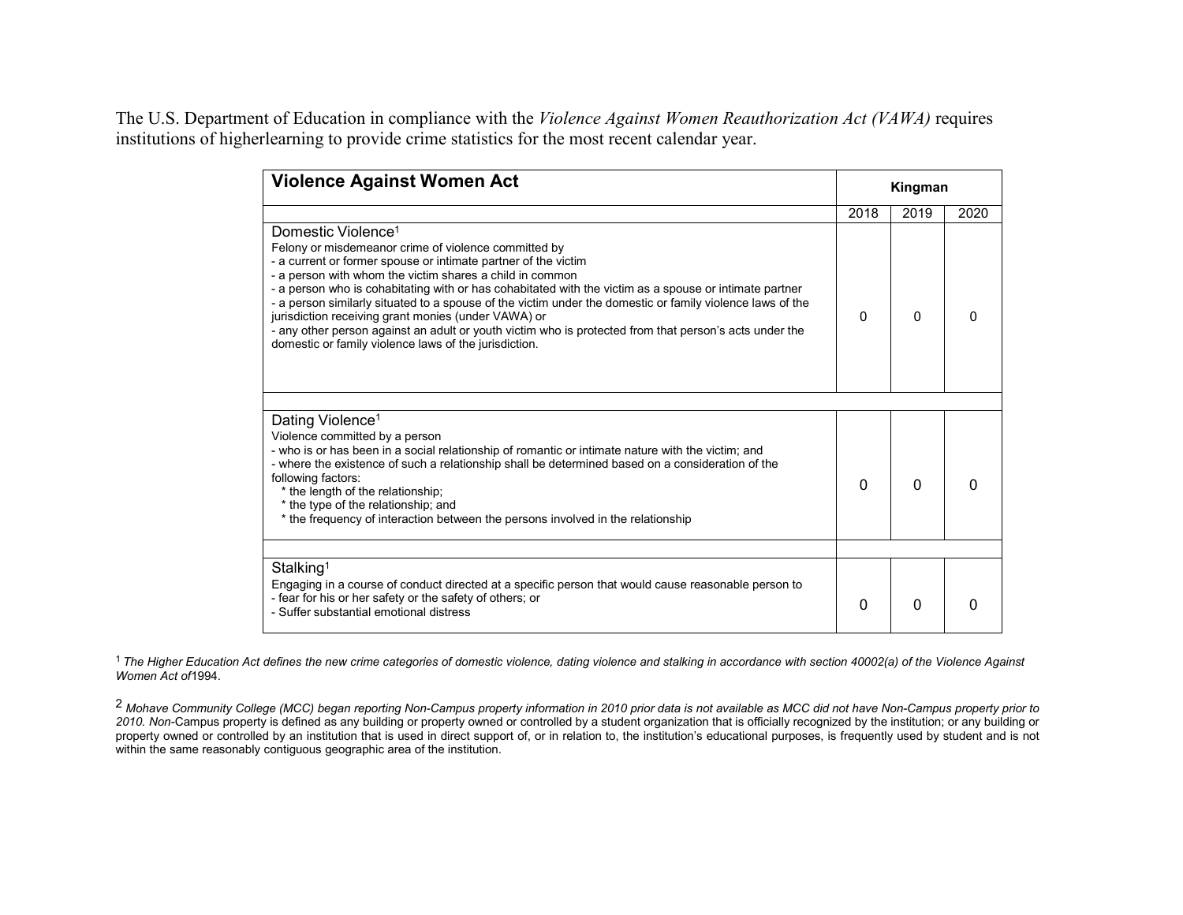The U.S. Department of Education in compliance with the *Violence Against Women Reauthorization Act (VAWA)* requires institutions of higherlearning to provide crime statistics for the most recent calendar year.

| Violence Against Women Act | Kingman | | |
|---|---|---|---|
| | 2018 | 2019 | 2020 |
| Domestic Violence[1]<br>Felony or misdemeanor crime of violence committed by<br>- a current or former spouse or intimate partner of the victim<br>- a person with whom the victim shares a child in common<br>- a person who is cohabitating with or has cohabitated with the victim as a spouse or intimate partner<br>- a person similarly situated to a spouse of the victim under the domestic or family violence laws of the jurisdiction receiving grant monies (under VAWA) or<br>- any other person against an adult or youth victim who is protected from that person's acts under the domestic or family violence laws of the jurisdiction. | 0 | 0 | 0 |
| | | | |
| Dating Violence[1]<br>Violence committed by a person<br>- who is or has been in a social relationship of romantic or intimate nature with the victim; and<br>- where the existence of such a relationship shall be determined based on a consideration of the following factors:<br>* the length of the relationship;<br>* the type of the relationship; and<br>* the frequency of interaction between the persons involved in the relationship | 0 | 0 | 0 |
| | | | |
| Stalking[1]<br>Engaging in a course of conduct directed at a specific person that would cause reasonable person to<br>- fear for his or her safety or the safety of others; or<br>- Suffer substantial emotional distress | 0 | 0 | 0 |

[1] *The Higher Education Act defines the new crime categories of domestic violence, dating violence and stalking in accordance with section 40002(a) of the Violence Against Women Act of*1994.

[2] *Mohave Community College (MCC) began reporting Non-Campus property information in 2010 prior data is not available as MCC did not have Non-Campus property prior to 2010. Non*-Campus property is defined as any building or property owned or controlled by a student organization that is officially recognized by the institution; or any building or property owned or controlled by an institution that is used in direct support of, or in relation to, the institution's educational purposes, is frequently used by student and is not within the same reasonably contiguous geographic area of the institution.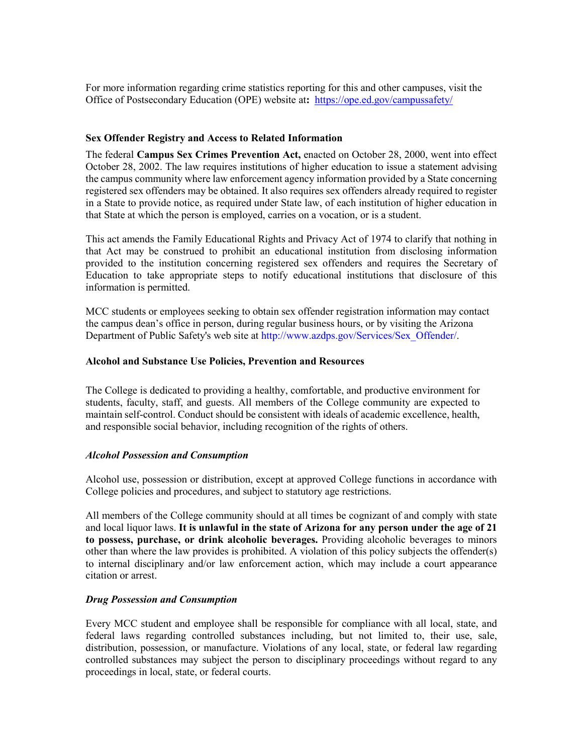For more information regarding crime statistics reporting for this and other campuses, visit the Office of Postsecondary Education (OPE) website at**:** https://ope.ed.gov/campussafety/

**Sex Offender Registry and Access to Related Information**

The federal **Campus Sex Crimes Prevention Act,** enacted on October 28, 2000, went into effect October 28, 2002. The law requires institutions of higher education to issue a statement advising the campus community where law enforcement agency information provided by a State concerning registered sex offenders may be obtained. It also requires sex offenders already required to register in a State to provide notice, as required under State law, of each institution of higher education in that State at which the person is employed, carries on a vocation, or is a student.

This act amends the Family Educational Rights and Privacy Act of 1974 to clarify that nothing in that Act may be construed to prohibit an educational institution from disclosing information provided to the institution concerning registered sex offenders and requires the Secretary of Education to take appropriate steps to notify educational institutions that disclosure of this information is permitted.

MCC students or employees seeking to obtain sex offender registration information may contact the campus dean's office in person, during regular business hours, or by visiting the Arizona Department of Public Safety's web site at http://www.azdps.gov/Services/Sex_Offender/.

**Alcohol and Substance Use Policies, Prevention and Resources**

The College is dedicated to providing a healthy, comfortable, and productive environment for students, faculty, staff, and guests. All members of the College community are expected to maintain self-control. Conduct should be consistent with ideals of academic excellence, health, and responsible social behavior, including recognition of the rights of others.

***Alcohol Possession and Consumption***

Alcohol use, possession or distribution, except at approved College functions in accordance with College policies and procedures, and subject to statutory age restrictions.

All members of the College community should at all times be cognizant of and comply with state and local liquor laws. **It is unlawful in the state of Arizona for any person under the age of 21 to possess, purchase, or drink alcoholic beverages.** Providing alcoholic beverages to minors other than where the law provides is prohibited. A violation of this policy subjects the offender(s) to internal disciplinary and/or law enforcement action, which may include a court appearance citation or arrest.

***Drug Possession and Consumption***

Every MCC student and employee shall be responsible for compliance with all local, state, and federal laws regarding controlled substances including, but not limited to, their use, sale, distribution, possession, or manufacture. Violations of any local, state, or federal law regarding controlled substances may subject the person to disciplinary proceedings without regard to any proceedings in local, state, or federal courts.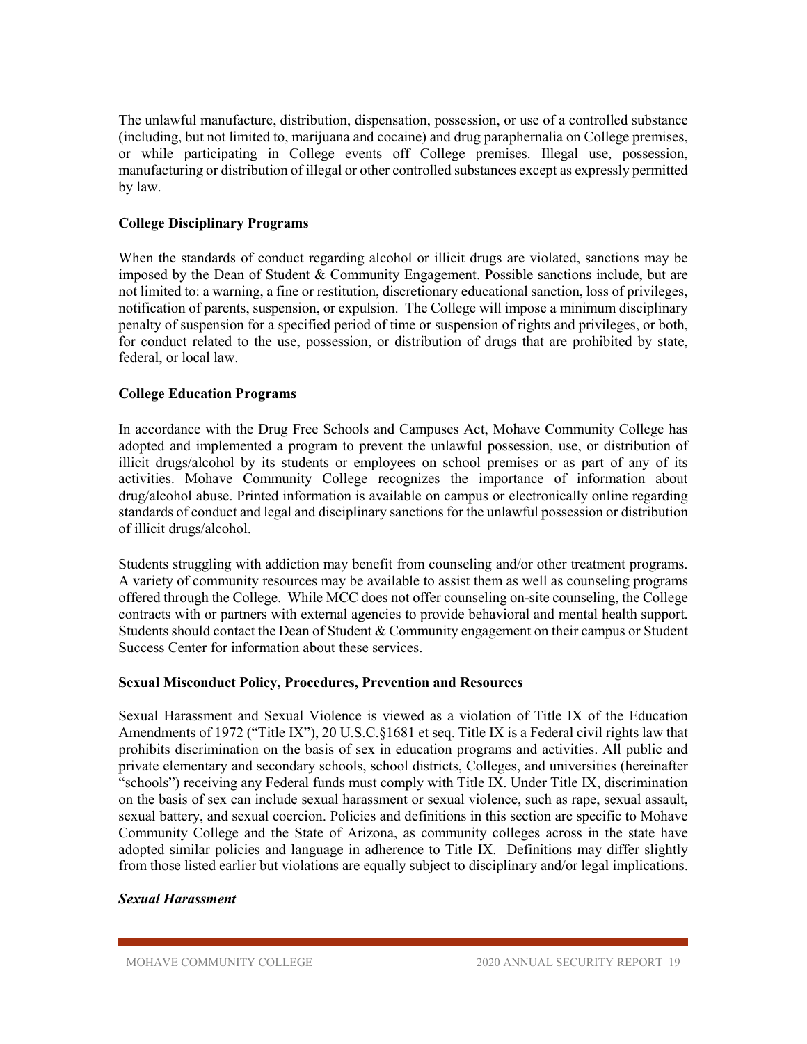The unlawful manufacture, distribution, dispensation, possession, or use of a controlled substance (including, but not limited to, marijuana and cocaine) and drug paraphernalia on College premises, or while participating in College events off College premises. Illegal use, possession, manufacturing or distribution of illegal or other controlled substances except as expressly permitted by law.

**College Disciplinary Programs**

When the standards of conduct regarding alcohol or illicit drugs are violated, sanctions may be imposed by the Dean of Student & Community Engagement. Possible sanctions include, but are not limited to: a warning, a fine or restitution, discretionary educational sanction, loss of privileges, notification of parents, suspension, or expulsion. The College will impose a minimum disciplinary penalty of suspension for a specified period of time or suspension of rights and privileges, or both, for conduct related to the use, possession, or distribution of drugs that are prohibited by state, federal, or local law.

**College Education Programs**

In accordance with the Drug Free Schools and Campuses Act, Mohave Community College has adopted and implemented a program to prevent the unlawful possession, use, or distribution of illicit drugs/alcohol by its students or employees on school premises or as part of any of its activities. Mohave Community College recognizes the importance of information about drug/alcohol abuse. Printed information is available on campus or electronically online regarding standards of conduct and legal and disciplinary sanctions for the unlawful possession or distribution of illicit drugs/alcohol.

Students struggling with addiction may benefit from counseling and/or other treatment programs. A variety of community resources may be available to assist them as well as counseling programs offered through the College. While MCC does not offer counseling on-site counseling, the College contracts with or partners with external agencies to provide behavioral and mental health support. Students should contact the Dean of Student & Community engagement on their campus or Student Success Center for information about these services.

**Sexual Misconduct Policy, Procedures, Prevention and Resources**

Sexual Harassment and Sexual Violence is viewed as a violation of Title IX of the Education Amendments of 1972 ("Title IX"), 20 U.S.C.§1681 et seq. Title IX is a Federal civil rights law that prohibits discrimination on the basis of sex in education programs and activities. All public and private elementary and secondary schools, school districts, Colleges, and universities (hereinafter "schools") receiving any Federal funds must comply with Title IX. Under Title IX, discrimination on the basis of sex can include sexual harassment or sexual violence, such as rape, sexual assault, sexual battery, and sexual coercion. Policies and definitions in this section are specific to Mohave Community College and the State of Arizona, as community colleges across in the state have adopted similar policies and language in adherence to Title IX. Definitions may differ slightly from those listed earlier but violations are equally subject to disciplinary and/or legal implications.

***Sexual Harassment***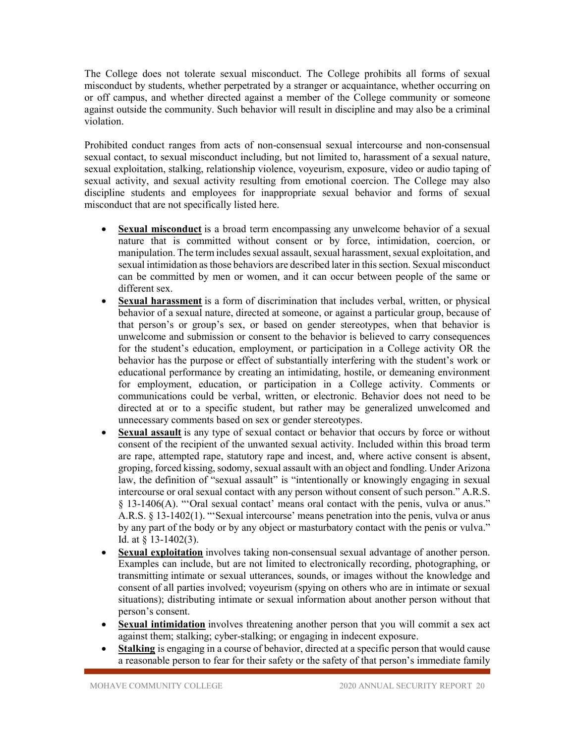The College does not tolerate sexual misconduct. The College prohibits all forms of sexual misconduct by students, whether perpetrated by a stranger or acquaintance, whether occurring on or off campus, and whether directed against a member of the College community or someone against outside the community. Such behavior will result in discipline and may also be a criminal violation.

Prohibited conduct ranges from acts of non-consensual sexual intercourse and non-consensual sexual contact, to sexual misconduct including, but not limited to, harassment of a sexual nature, sexual exploitation, stalking, relationship violence, voyeurism, exposure, video or audio taping of sexual activity, and sexual activity resulting from emotional coercion. The College may also discipline students and employees for inappropriate sexual behavior and forms of sexual misconduct that are not specifically listed here.

- **Sexual misconduct** is a broad term encompassing any unwelcome behavior of a sexual nature that is committed without consent or by force, intimidation, coercion, or manipulation. The term includes sexual assault, sexual harassment, sexual exploitation, and sexual intimidation as those behaviors are described later in this section. Sexual misconduct can be committed by men or women, and it can occur between people of the same or different sex.
- **Sexual harassment** is a form of discrimination that includes verbal, written, or physical behavior of a sexual nature, directed at someone, or against a particular group, because of that person's or group's sex, or based on gender stereotypes, when that behavior is unwelcome and submission or consent to the behavior is believed to carry consequences for the student's education, employment, or participation in a College activity OR the behavior has the purpose or effect of substantially interfering with the student's work or educational performance by creating an intimidating, hostile, or demeaning environment for employment, education, or participation in a College activity. Comments or communications could be verbal, written, or electronic. Behavior does not need to be directed at or to a specific student, but rather may be generalized unwelcomed and unnecessary comments based on sex or gender stereotypes.
- **Sexual assault** is any type of sexual contact or behavior that occurs by force or without consent of the recipient of the unwanted sexual activity. Included within this broad term are rape, attempted rape, statutory rape and incest, and, where active consent is absent, groping, forced kissing, sodomy, sexual assault with an object and fondling. Under Arizona law, the definition of "sexual assault" is "intentionally or knowingly engaging in sexual intercourse or oral sexual contact with any person without consent of such person." A.R.S. § 13-1406(A). "'Oral sexual contact' means oral contact with the penis, vulva or anus." A.R.S. § 13-1402(1). "'Sexual intercourse' means penetration into the penis, vulva or anus by any part of the body or by any object or masturbatory contact with the penis or vulva." Id. at § 13-1402(3).
- **Sexual exploitation** involves taking non-consensual sexual advantage of another person. Examples can include, but are not limited to electronically recording, photographing, or transmitting intimate or sexual utterances, sounds, or images without the knowledge and consent of all parties involved; voyeurism (spying on others who are in intimate or sexual situations); distributing intimate or sexual information about another person without that person's consent.
- **Sexual intimidation** involves threatening another person that you will commit a sex act against them; stalking; cyber-stalking; or engaging in indecent exposure.
- **Stalking** is engaging in a course of behavior, directed at a specific person that would cause a reasonable person to fear for their safety or the safety of that person's immediate family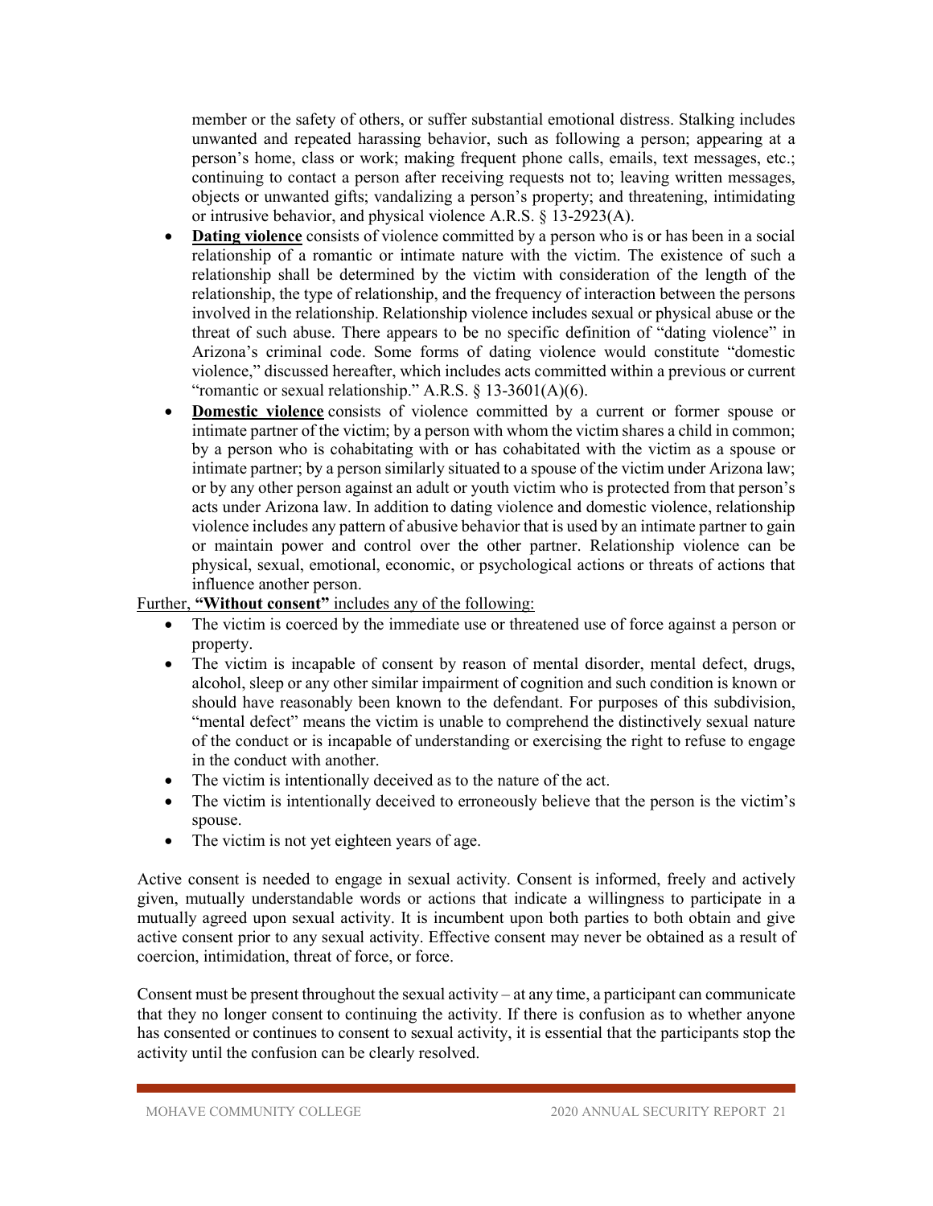member or the safety of others, or suffer substantial emotional distress. Stalking includes unwanted and repeated harassing behavior, such as following a person; appearing at a person's home, class or work; making frequent phone calls, emails, text messages, etc.; continuing to contact a person after receiving requests not to; leaving written messages, objects or unwanted gifts; vandalizing a person's property; and threatening, intimidating or intrusive behavior, and physical violence A.R.S. § 13-2923(A).

- **Dating violence** consists of violence committed by a person who is or has been in a social relationship of a romantic or intimate nature with the victim. The existence of such a relationship shall be determined by the victim with consideration of the length of the relationship, the type of relationship, and the frequency of interaction between the persons involved in the relationship. Relationship violence includes sexual or physical abuse or the threat of such abuse. There appears to be no specific definition of "dating violence" in Arizona's criminal code. Some forms of dating violence would constitute "domestic violence," discussed hereafter, which includes acts committed within a previous or current "romantic or sexual relationship." A.R.S. § 13-3601(A)(6).
- **Domestic violence** consists of violence committed by a current or former spouse or intimate partner of the victim; by a person with whom the victim shares a child in common; by a person who is cohabitating with or has cohabitated with the victim as a spouse or intimate partner; by a person similarly situated to a spouse of the victim under Arizona law; or by any other person against an adult or youth victim who is protected from that person's acts under Arizona law. In addition to dating violence and domestic violence, relationship violence includes any pattern of abusive behavior that is used by an intimate partner to gain or maintain power and control over the other partner. Relationship violence can be physical, sexual, emotional, economic, or psychological actions or threats of actions that influence another person.

Further, **"Without consent"** includes any of the following:

- The victim is coerced by the immediate use or threatened use of force against a person or property.
- The victim is incapable of consent by reason of mental disorder, mental defect, drugs, alcohol, sleep or any other similar impairment of cognition and such condition is known or should have reasonably been known to the defendant. For purposes of this subdivision, "mental defect" means the victim is unable to comprehend the distinctively sexual nature of the conduct or is incapable of understanding or exercising the right to refuse to engage in the conduct with another.
- The victim is intentionally deceived as to the nature of the act.
- The victim is intentionally deceived to erroneously believe that the person is the victim's spouse.
- The victim is not yet eighteen years of age.

Active consent is needed to engage in sexual activity. Consent is informed, freely and actively given, mutually understandable words or actions that indicate a willingness to participate in a mutually agreed upon sexual activity. It is incumbent upon both parties to both obtain and give active consent prior to any sexual activity. Effective consent may never be obtained as a result of coercion, intimidation, threat of force, or force.

Consent must be present throughout the sexual activity – at any time, a participant can communicate that they no longer consent to continuing the activity. If there is confusion as to whether anyone has consented or continues to consent to sexual activity, it is essential that the participants stop the activity until the confusion can be clearly resolved.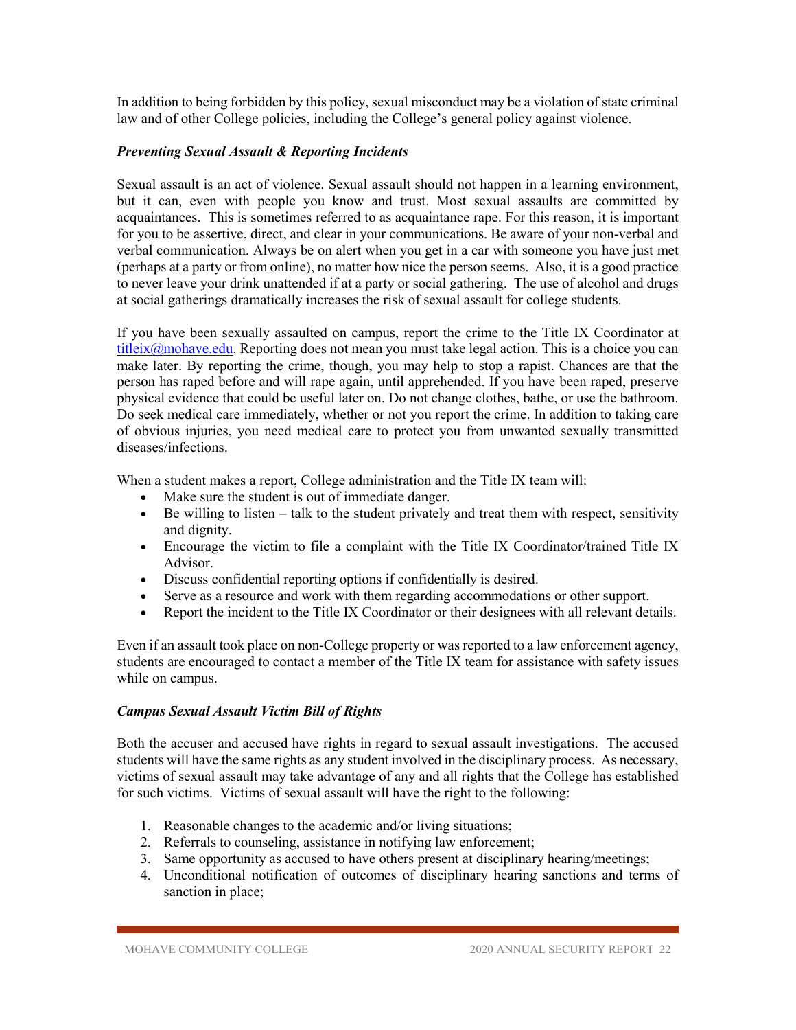In addition to being forbidden by this policy, sexual misconduct may be a violation of state criminal law and of other College policies, including the College's general policy against violence.

***Preventing Sexual Assault & Reporting Incidents***

Sexual assault is an act of violence. Sexual assault should not happen in a learning environment, but it can, even with people you know and trust. Most sexual assaults are committed by acquaintances. This is sometimes referred to as acquaintance rape. For this reason, it is important for you to be assertive, direct, and clear in your communications. Be aware of your non-verbal and verbal communication. Always be on alert when you get in a car with someone you have just met (perhaps at a party or from online), no matter how nice the person seems. Also, it is a good practice to never leave your drink unattended if at a party or social gathering. The use of alcohol and drugs at social gatherings dramatically increases the risk of sexual assault for college students.

If you have been sexually assaulted on campus, report the crime to the Title IX Coordinator at titleix@mohave.edu. Reporting does not mean you must take legal action. This is a choice you can make later. By reporting the crime, though, you may help to stop a rapist. Chances are that the person has raped before and will rape again, until apprehended. If you have been raped, preserve physical evidence that could be useful later on. Do not change clothes, bathe, or use the bathroom. Do seek medical care immediately, whether or not you report the crime. In addition to taking care of obvious injuries, you need medical care to protect you from unwanted sexually transmitted diseases/infections.

When a student makes a report, College administration and the Title IX team will:

- Make sure the student is out of immediate danger.
- Be willing to listen – talk to the student privately and treat them with respect, sensitivity and dignity.
- Encourage the victim to file a complaint with the Title IX Coordinator/trained Title IX Advisor.
- Discuss confidential reporting options if confidentially is desired.
- Serve as a resource and work with them regarding accommodations or other support.
- Report the incident to the Title IX Coordinator or their designees with all relevant details.

Even if an assault took place on non-College property or was reported to a law enforcement agency, students are encouraged to contact a member of the Title IX team for assistance with safety issues while on campus.

***Campus Sexual Assault Victim Bill of Rights***

Both the accuser and accused have rights in regard to sexual assault investigations. The accused students will have the same rights as any student involved in the disciplinary process. As necessary, victims of sexual assault may take advantage of any and all rights that the College has established for such victims. Victims of sexual assault will have the right to the following:

1. Reasonable changes to the academic and/or living situations;
2. Referrals to counseling, assistance in notifying law enforcement;
3. Same opportunity as accused to have others present at disciplinary hearing/meetings;
4. Unconditional notification of outcomes of disciplinary hearing sanctions and terms of sanction in place;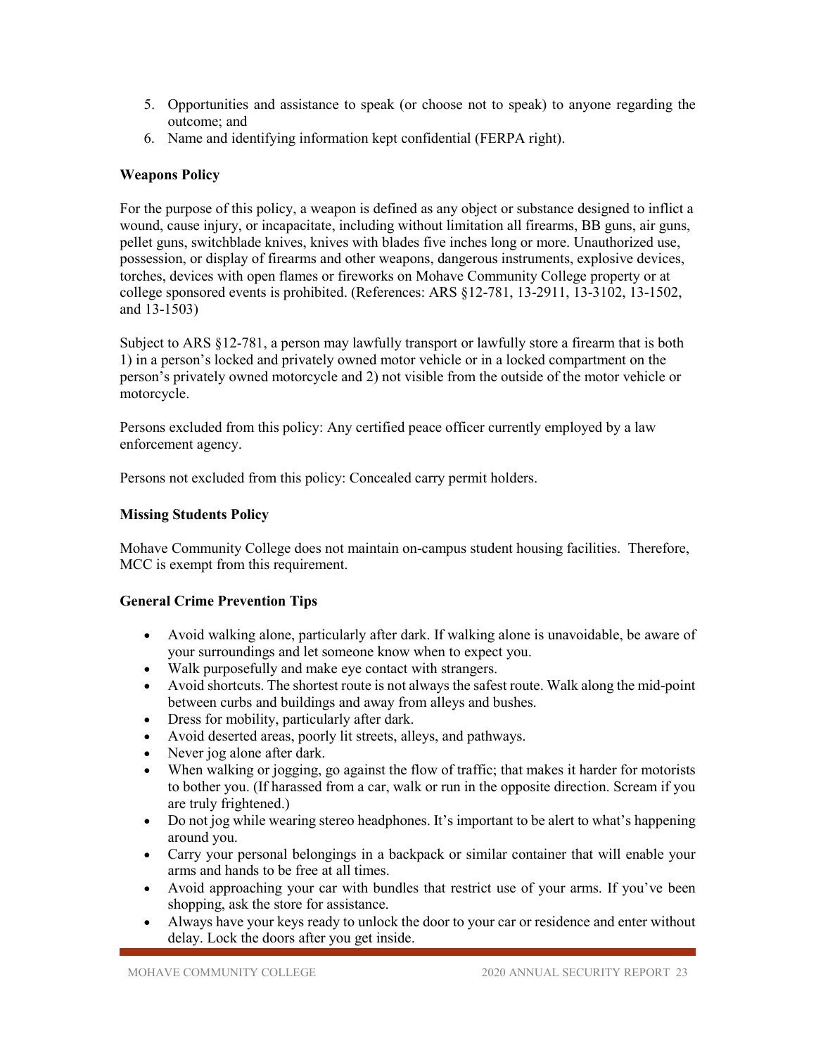5. Opportunities and assistance to speak (or choose not to speak) to anyone regarding the outcome; and
6. Name and identifying information kept confidential (FERPA right).

**Weapons Policy**

For the purpose of this policy, a weapon is defined as any object or substance designed to inflict a wound, cause injury, or incapacitate, including without limitation all firearms, BB guns, air guns, pellet guns, switchblade knives, knives with blades five inches long or more. Unauthorized use, possession, or display of firearms and other weapons, dangerous instruments, explosive devices, torches, devices with open flames or fireworks on Mohave Community College property or at college sponsored events is prohibited. (References: ARS §12-781, 13-2911, 13-3102, 13-1502, and 13-1503)

Subject to ARS §12-781, a person may lawfully transport or lawfully store a firearm that is both 1) in a person's locked and privately owned motor vehicle or in a locked compartment on the person's privately owned motorcycle and 2) not visible from the outside of the motor vehicle or motorcycle.

Persons excluded from this policy: Any certified peace officer currently employed by a law enforcement agency.

Persons not excluded from this policy: Concealed carry permit holders.

**Missing Students Policy**

Mohave Community College does not maintain on-campus student housing facilities. Therefore, MCC is exempt from this requirement.

**General Crime Prevention Tips**

- Avoid walking alone, particularly after dark. If walking alone is unavoidable, be aware of your surroundings and let someone know when to expect you.
- Walk purposefully and make eye contact with strangers.
- Avoid shortcuts. The shortest route is not always the safest route. Walk along the mid-point between curbs and buildings and away from alleys and bushes.
- Dress for mobility, particularly after dark.
- Avoid deserted areas, poorly lit streets, alleys, and pathways.
- Never jog alone after dark.
- When walking or jogging, go against the flow of traffic; that makes it harder for motorists to bother you. (If harassed from a car, walk or run in the opposite direction. Scream if you are truly frightened.)
- Do not jog while wearing stereo headphones. It's important to be alert to what's happening around you.
- Carry your personal belongings in a backpack or similar container that will enable your arms and hands to be free at all times.
- Avoid approaching your car with bundles that restrict use of your arms. If you've been shopping, ask the store for assistance.
- Always have your keys ready to unlock the door to your car or residence and enter without delay. Lock the doors after you get inside.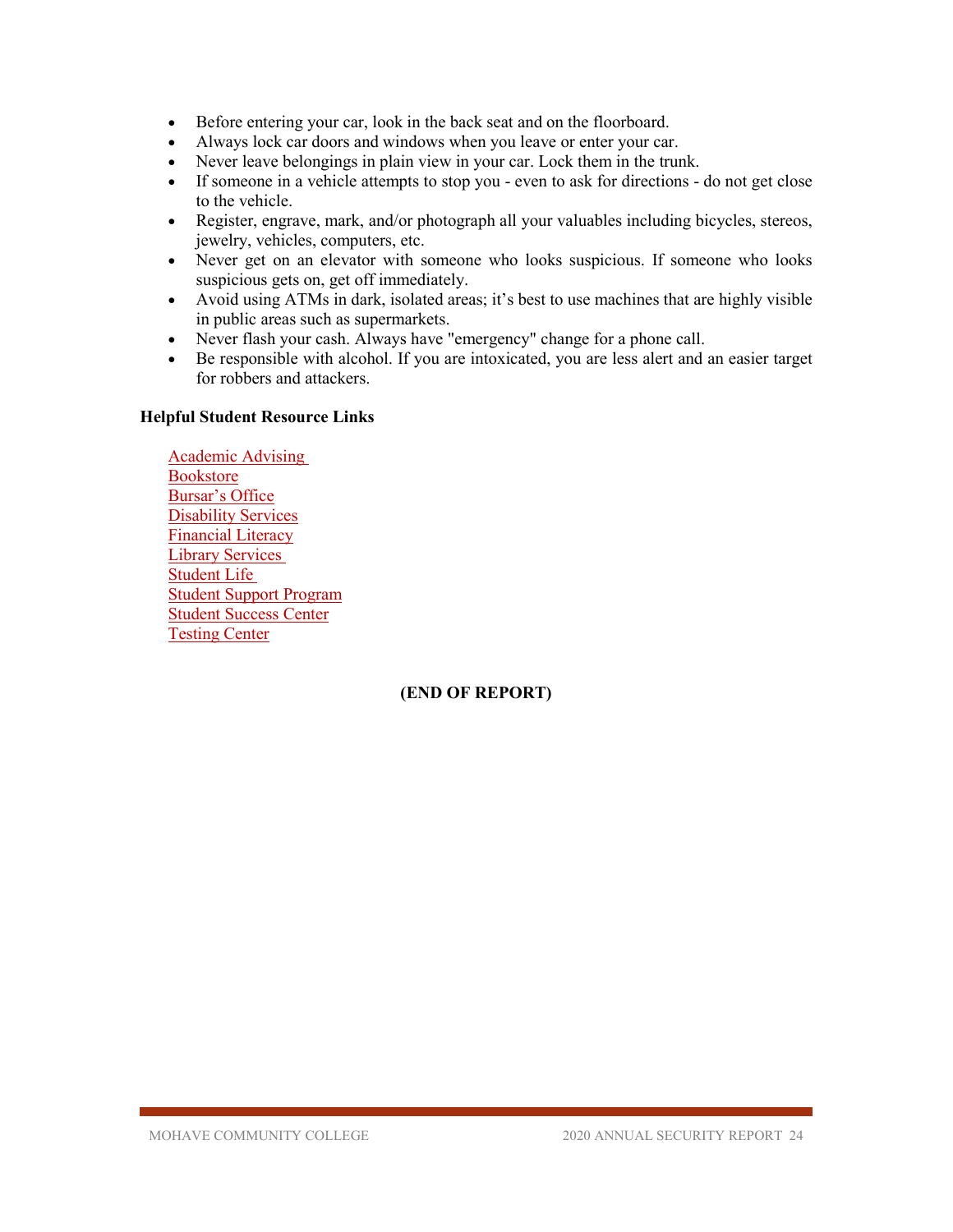- Before entering your car, look in the back seat and on the floorboard.
- Always lock car doors and windows when you leave or enter your car.
- Never leave belongings in plain view in your car. Lock them in the trunk.
- If someone in a vehicle attempts to stop you - even to ask for directions - do not get close to the vehicle.
- Register, engrave, mark, and/or photograph all your valuables including bicycles, stereos, jewelry, vehicles, computers, etc.
- Never get on an elevator with someone who looks suspicious. If someone who looks suspicious gets on, get off immediately.
- Avoid using ATMs in dark, isolated areas; it's best to use machines that are highly visible in public areas such as supermarkets.
- Never flash your cash. Always have "emergency" change for a phone call.
- Be responsible with alcohol. If you are intoxicated, you are less alert and an easier target for robbers and attackers.

**Helpful Student Resource Links**

Academic Advising
Bookstore
Bursar's Office
Disability Services
Financial Literacy
Library Services
Student Life
Student Support Program
Student Success Center
Testing Center

**(END OF REPORT)**